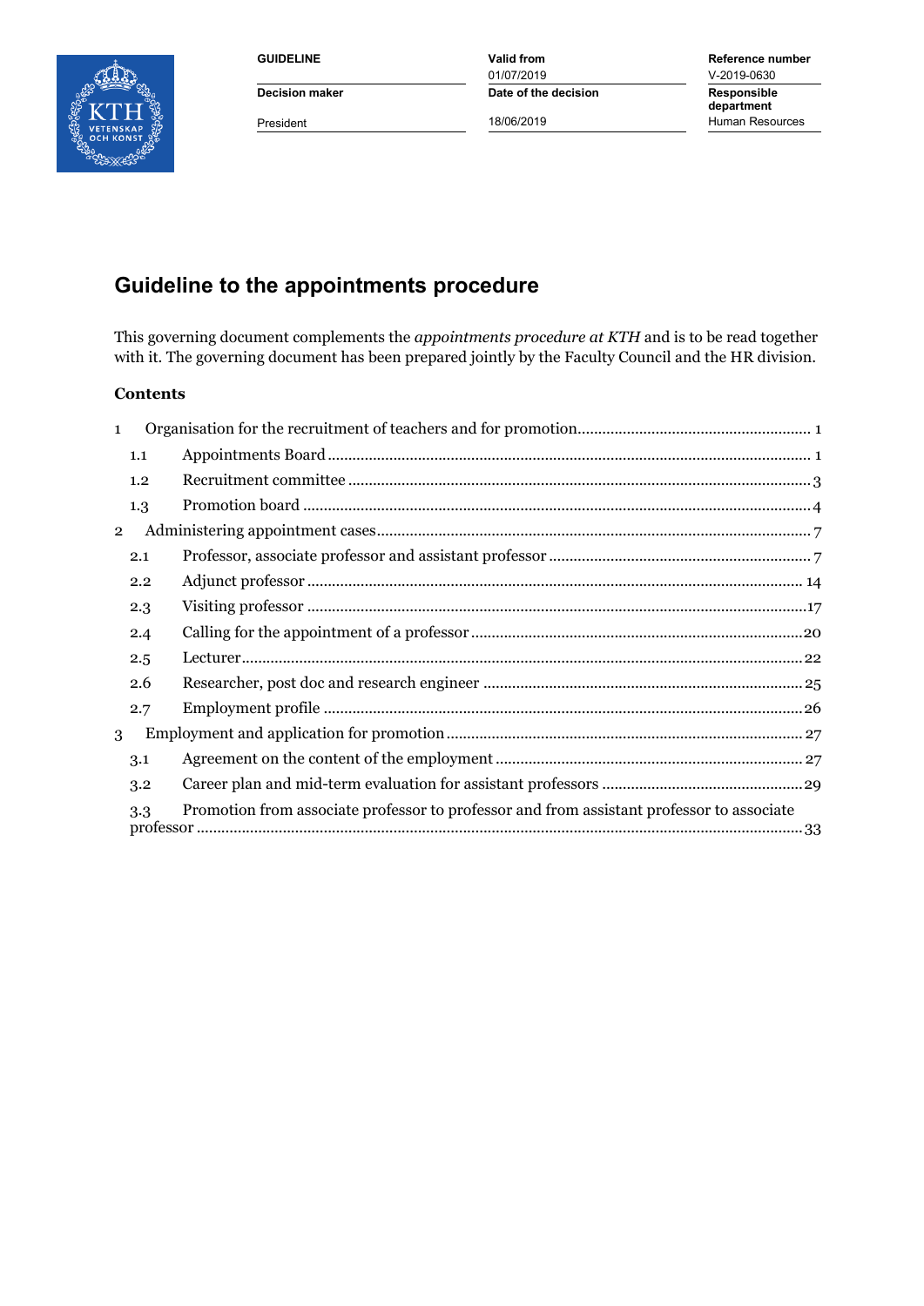| GUIDELINE | Valid from | Reference number |
| --- | --- | --- |
| | 01/07/2019 | V-2019-0630 |
| **Decision maker** | **Date of the decision** | **Responsible department** |
| President | 18/06/2019 | Human Resources |

# Guideline to the appointments procedure

This governing document complements the *appointments procedure at KTH* and is to be read together with it. The governing document has been prepared jointly by the Faculty Council and the HR division.

**Contents**

1 Organisation for the recruitment of teachers and for promotion ........ 1
- 1.1 Appointments Board ........ 1
- 1.2 Recruitment committee ........ 3
- 1.3 Promotion board ........ 4

2 Administering appointment cases ........ 7
- 2.1 Professor, associate professor and assistant professor ........ 7
- 2.2 Adjunct professor ........ 14
- 2.3 Visiting professor ........ 17
- 2.4 Calling for the appointment of a professor ........ 20
- 2.5 Lecturer ........ 22
- 2.6 Researcher, post doc and research engineer ........ 25
- 2.7 Employment profile ........ 26

3 Employment and application for promotion ........ 27
- 3.1 Agreement on the content of the employment ........ 27
- 3.2 Career plan and mid-term evaluation for assistant professors ........ 29
- 3.3 Promotion from associate professor to professor and from assistant professor to associate professor ........ 33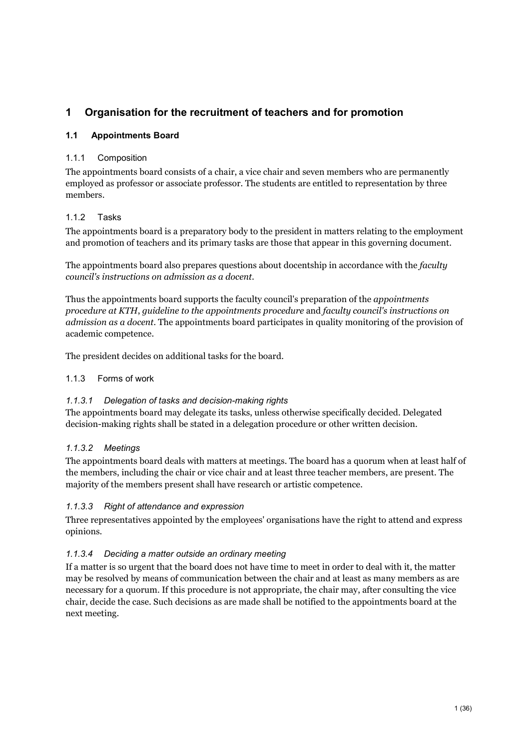# 1 Organisation for the recruitment of teachers and for promotion

## 1.1 Appointments Board

### 1.1.1 Composition

The appointments board consists of a chair, a vice chair and seven members who are permanently employed as professor or associate professor. The students are entitled to representation by three members.

### 1.1.2 Tasks

The appointments board is a preparatory body to the president in matters relating to the employment and promotion of teachers and its primary tasks are those that appear in this governing document.

The appointments board also prepares questions about docentship in accordance with the *faculty council's instructions on admission as a docent*.

Thus the appointments board supports the faculty council's preparation of the *appointments procedure at KTH*, *guideline to the appointments procedure* and *faculty council's instructions on admission as a docent*. The appointments board participates in quality monitoring of the provision of academic competence.

The president decides on additional tasks for the board.

### 1.1.3 Forms of work

#### *1.1.3.1 Delegation of tasks and decision-making rights*

The appointments board may delegate its tasks, unless otherwise specifically decided. Delegated decision-making rights shall be stated in a delegation procedure or other written decision.

#### *1.1.3.2 Meetings*

The appointments board deals with matters at meetings. The board has a quorum when at least half of the members, including the chair or vice chair and at least three teacher members, are present. The majority of the members present shall have research or artistic competence.

#### *1.1.3.3 Right of attendance and expression*

Three representatives appointed by the employees' organisations have the right to attend and express opinions.

#### *1.1.3.4 Deciding a matter outside an ordinary meeting*

If a matter is so urgent that the board does not have time to meet in order to deal with it, the matter may be resolved by means of communication between the chair and at least as many members as are necessary for a quorum. If this procedure is not appropriate, the chair may, after consulting the vice chair, decide the case. Such decisions as are made shall be notified to the appointments board at the next meeting.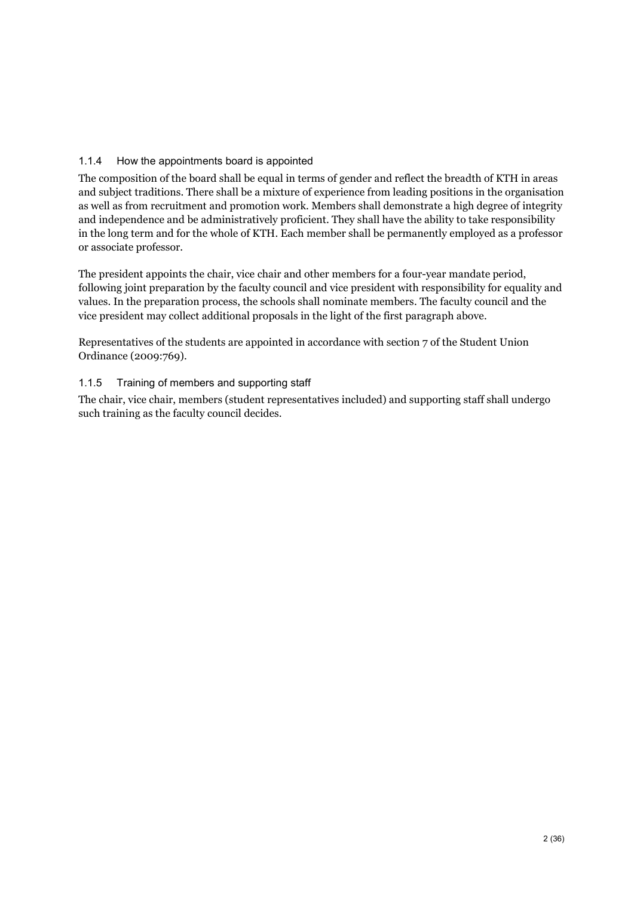### 1.1.4 How the appointments board is appointed

The composition of the board shall be equal in terms of gender and reflect the breadth of KTH in areas and subject traditions. There shall be a mixture of experience from leading positions in the organisation as well as from recruitment and promotion work. Members shall demonstrate a high degree of integrity and independence and be administratively proficient. They shall have the ability to take responsibility in the long term and for the whole of KTH. Each member shall be permanently employed as a professor or associate professor.

The president appoints the chair, vice chair and other members for a four-year mandate period, following joint preparation by the faculty council and vice president with responsibility for equality and values. In the preparation process, the schools shall nominate members. The faculty council and the vice president may collect additional proposals in the light of the first paragraph above.

Representatives of the students are appointed in accordance with section 7 of the Student Union Ordinance (2009:769).

### 1.1.5 Training of members and supporting staff

The chair, vice chair, members (student representatives included) and supporting staff shall undergo such training as the faculty council decides.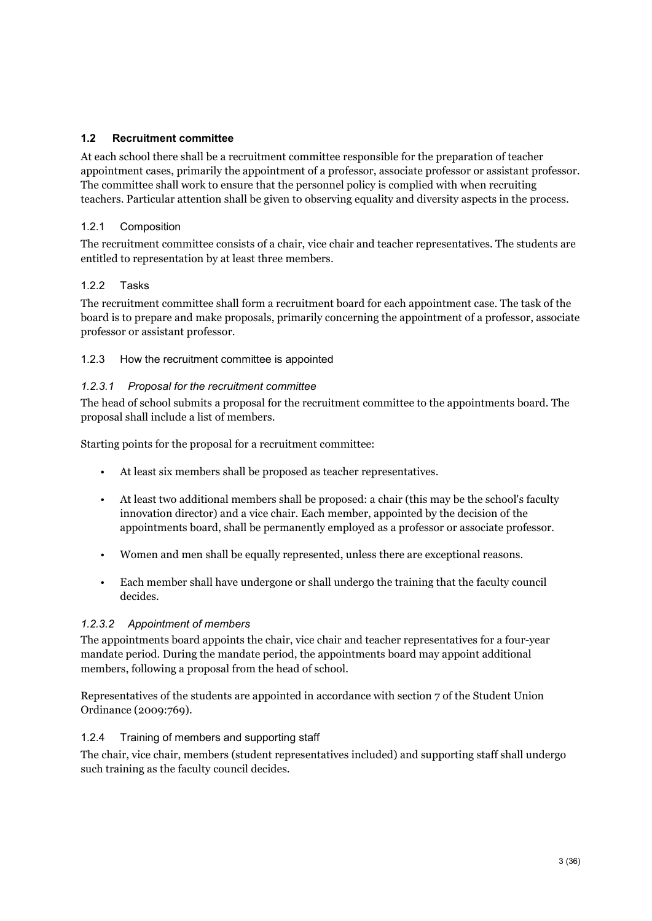## 1.2 Recruitment committee

At each school there shall be a recruitment committee responsible for the preparation of teacher appointment cases, primarily the appointment of a professor, associate professor or assistant professor. The committee shall work to ensure that the personnel policy is complied with when recruiting teachers. Particular attention shall be given to observing equality and diversity aspects in the process.

### 1.2.1 Composition

The recruitment committee consists of a chair, vice chair and teacher representatives. The students are entitled to representation by at least three members.

### 1.2.2 Tasks

The recruitment committee shall form a recruitment board for each appointment case. The task of the board is to prepare and make proposals, primarily concerning the appointment of a professor, associate professor or assistant professor.

### 1.2.3 How the recruitment committee is appointed

#### *1.2.3.1 Proposal for the recruitment committee*

The head of school submits a proposal for the recruitment committee to the appointments board. The proposal shall include a list of members.

Starting points for the proposal for a recruitment committee:

- At least six members shall be proposed as teacher representatives.
- At least two additional members shall be proposed: a chair (this may be the school's faculty innovation director) and a vice chair. Each member, appointed by the decision of the appointments board, shall be permanently employed as a professor or associate professor.
- Women and men shall be equally represented, unless there are exceptional reasons.
- Each member shall have undergone or shall undergo the training that the faculty council decides.

#### *1.2.3.2 Appointment of members*

The appointments board appoints the chair, vice chair and teacher representatives for a four-year mandate period. During the mandate period, the appointments board may appoint additional members, following a proposal from the head of school.

Representatives of the students are appointed in accordance with section 7 of the Student Union Ordinance (2009:769).

### 1.2.4 Training of members and supporting staff

The chair, vice chair, members (student representatives included) and supporting staff shall undergo such training as the faculty council decides.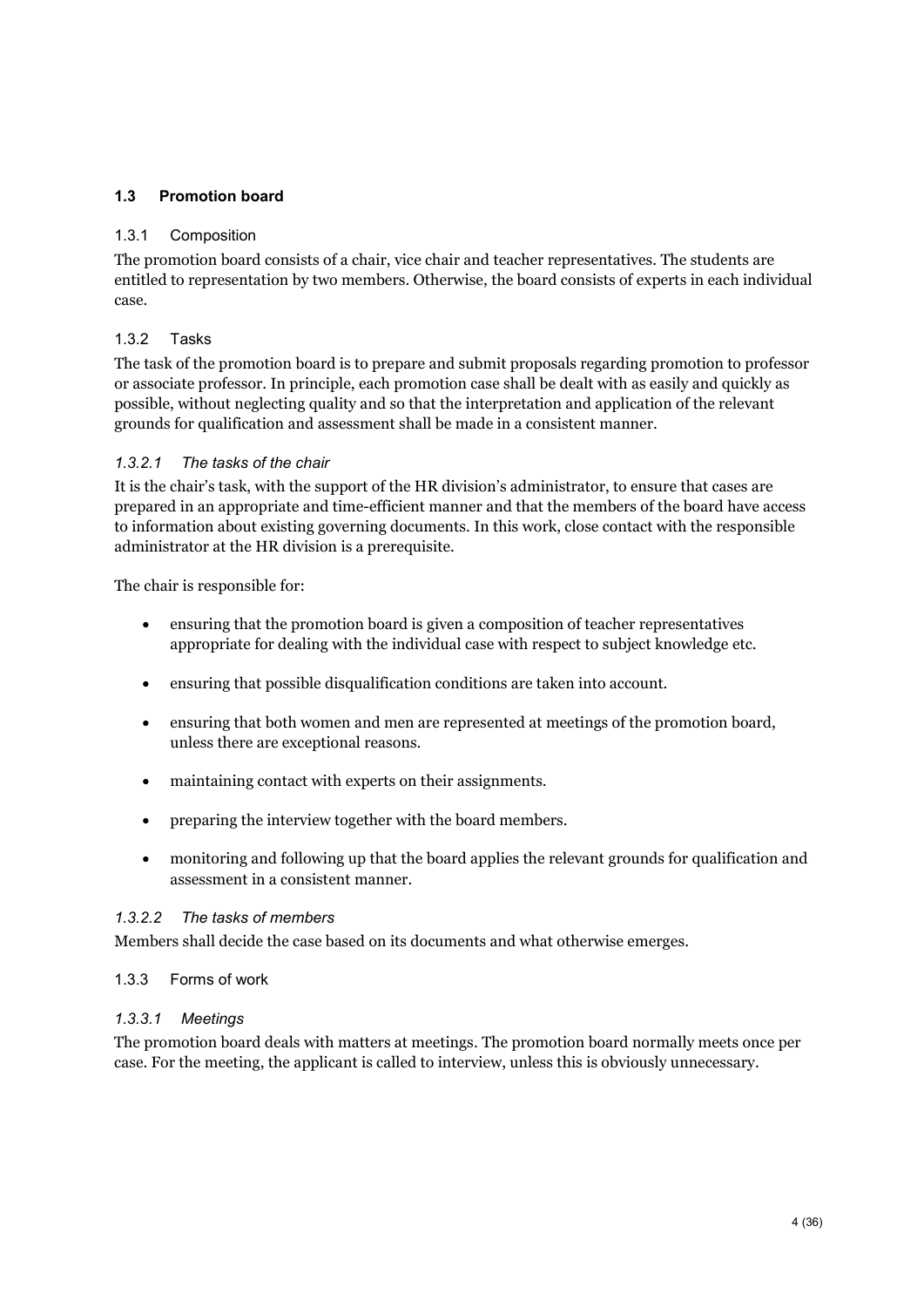## 1.3 Promotion board

### 1.3.1 Composition

The promotion board consists of a chair, vice chair and teacher representatives. The students are entitled to representation by two members. Otherwise, the board consists of experts in each individual case.

### 1.3.2 Tasks

The task of the promotion board is to prepare and submit proposals regarding promotion to professor or associate professor. In principle, each promotion case shall be dealt with as easily and quickly as possible, without neglecting quality and so that the interpretation and application of the relevant grounds for qualification and assessment shall be made in a consistent manner.

#### *1.3.2.1 The tasks of the chair*

It is the chair's task, with the support of the HR division's administrator, to ensure that cases are prepared in an appropriate and time-efficient manner and that the members of the board have access to information about existing governing documents. In this work, close contact with the responsible administrator at the HR division is a prerequisite.

The chair is responsible for:

- ensuring that the promotion board is given a composition of teacher representatives appropriate for dealing with the individual case with respect to subject knowledge etc.
- ensuring that possible disqualification conditions are taken into account.
- ensuring that both women and men are represented at meetings of the promotion board, unless there are exceptional reasons.
- maintaining contact with experts on their assignments.
- preparing the interview together with the board members.
- monitoring and following up that the board applies the relevant grounds for qualification and assessment in a consistent manner.

#### *1.3.2.2 The tasks of members*

Members shall decide the case based on its documents and what otherwise emerges.

### 1.3.3 Forms of work

#### *1.3.3.1 Meetings*

The promotion board deals with matters at meetings. The promotion board normally meets once per case. For the meeting, the applicant is called to interview, unless this is obviously unnecessary.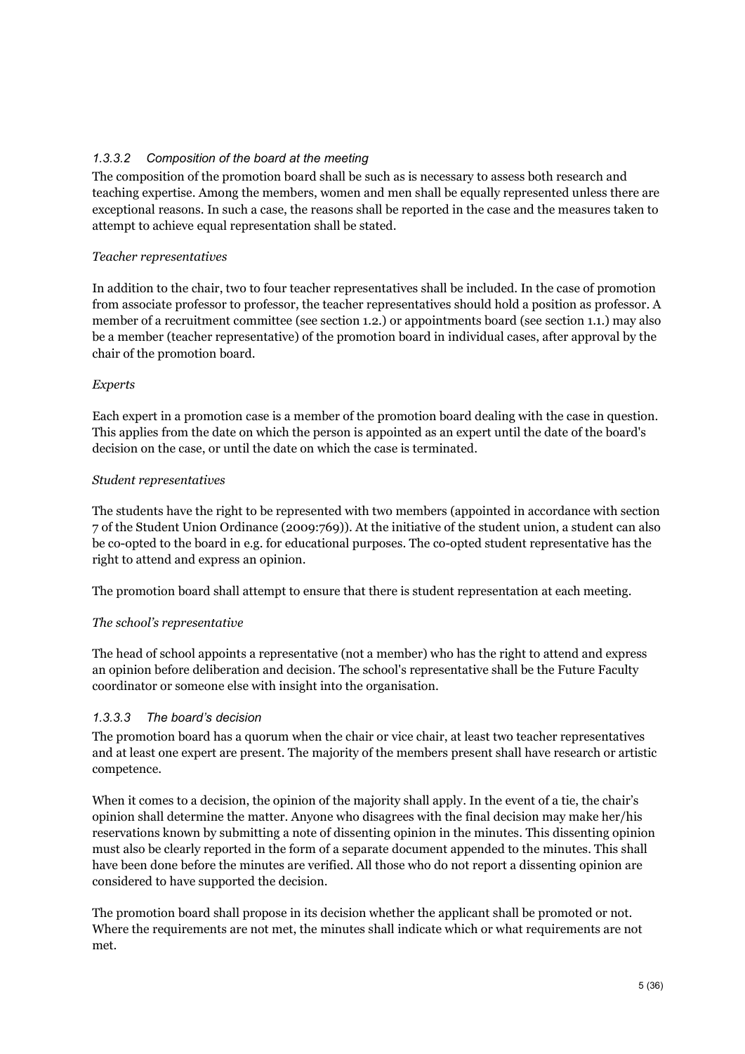#### *1.3.3.2 Composition of the board at the meeting*

The composition of the promotion board shall be such as is necessary to assess both research and teaching expertise. Among the members, women and men shall be equally represented unless there are exceptional reasons. In such a case, the reasons shall be reported in the case and the measures taken to attempt to achieve equal representation shall be stated.

*Teacher representatives*

In addition to the chair, two to four teacher representatives shall be included. In the case of promotion from associate professor to professor, the teacher representatives should hold a position as professor. A member of a recruitment committee (see section 1.2.) or appointments board (see section 1.1.) may also be a member (teacher representative) of the promotion board in individual cases, after approval by the chair of the promotion board.

*Experts*

Each expert in a promotion case is a member of the promotion board dealing with the case in question. This applies from the date on which the person is appointed as an expert until the date of the board's decision on the case, or until the date on which the case is terminated.

*Student representatives*

The students have the right to be represented with two members (appointed in accordance with section 7 of the Student Union Ordinance (2009:769)). At the initiative of the student union, a student can also be co-opted to the board in e.g. for educational purposes. The co-opted student representative has the right to attend and express an opinion.

The promotion board shall attempt to ensure that there is student representation at each meeting.

*The school's representative*

The head of school appoints a representative (not a member) who has the right to attend and express an opinion before deliberation and decision. The school's representative shall be the Future Faculty coordinator or someone else with insight into the organisation.

#### *1.3.3.3 The board's decision*

The promotion board has a quorum when the chair or vice chair, at least two teacher representatives and at least one expert are present. The majority of the members present shall have research or artistic competence.

When it comes to a decision, the opinion of the majority shall apply. In the event of a tie, the chair's opinion shall determine the matter. Anyone who disagrees with the final decision may make her/his reservations known by submitting a note of dissenting opinion in the minutes. This dissenting opinion must also be clearly reported in the form of a separate document appended to the minutes. This shall have been done before the minutes are verified. All those who do not report a dissenting opinion are considered to have supported the decision.

The promotion board shall propose in its decision whether the applicant shall be promoted or not. Where the requirements are not met, the minutes shall indicate which or what requirements are not met.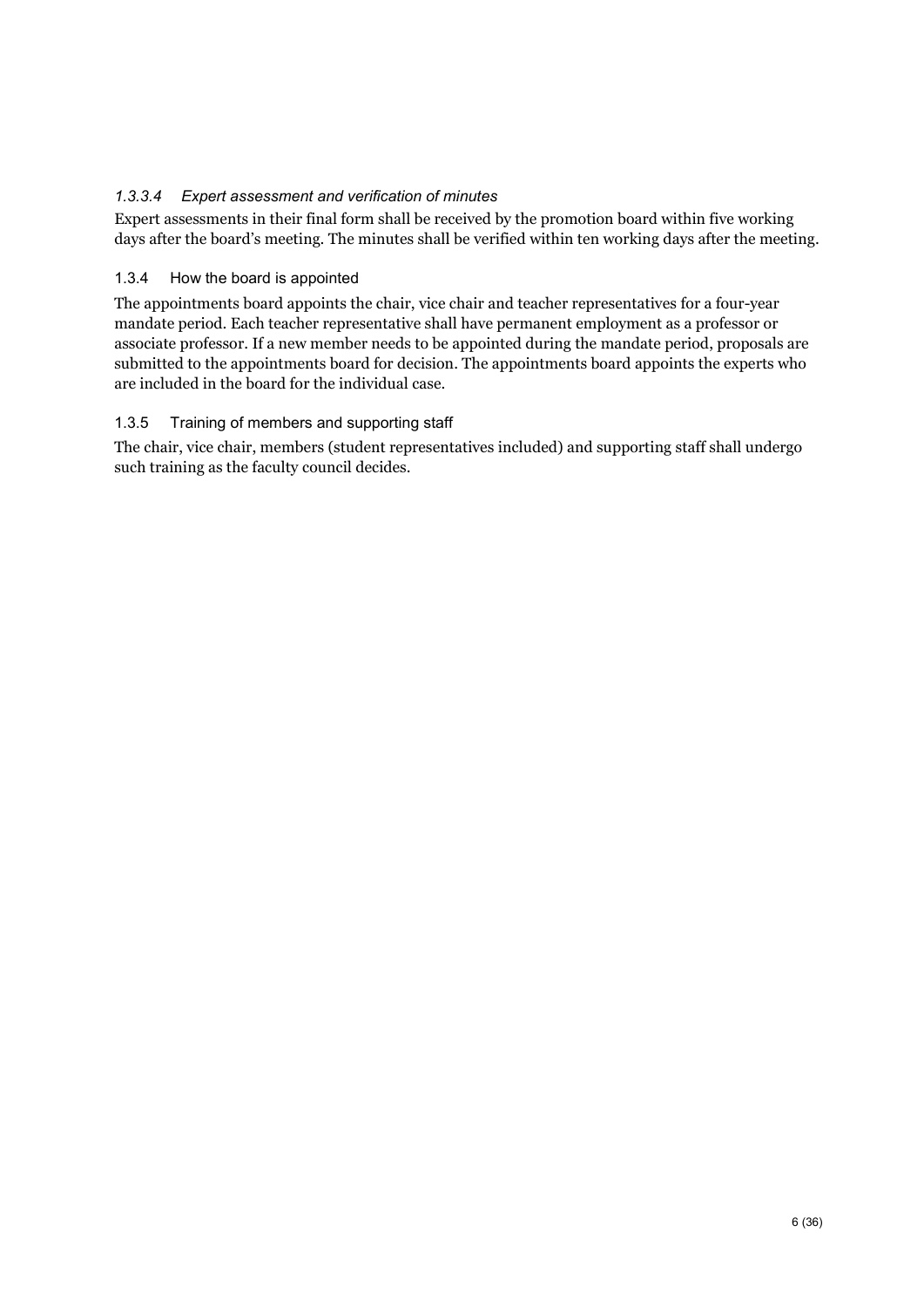#### *1.3.3.4 Expert assessment and verification of minutes*

Expert assessments in their final form shall be received by the promotion board within five working days after the board's meeting. The minutes shall be verified within ten working days after the meeting.

### 1.3.4 How the board is appointed

The appointments board appoints the chair, vice chair and teacher representatives for a four-year mandate period. Each teacher representative shall have permanent employment as a professor or associate professor. If a new member needs to be appointed during the mandate period, proposals are submitted to the appointments board for decision. The appointments board appoints the experts who are included in the board for the individual case.

### 1.3.5 Training of members and supporting staff

The chair, vice chair, members (student representatives included) and supporting staff shall undergo such training as the faculty council decides.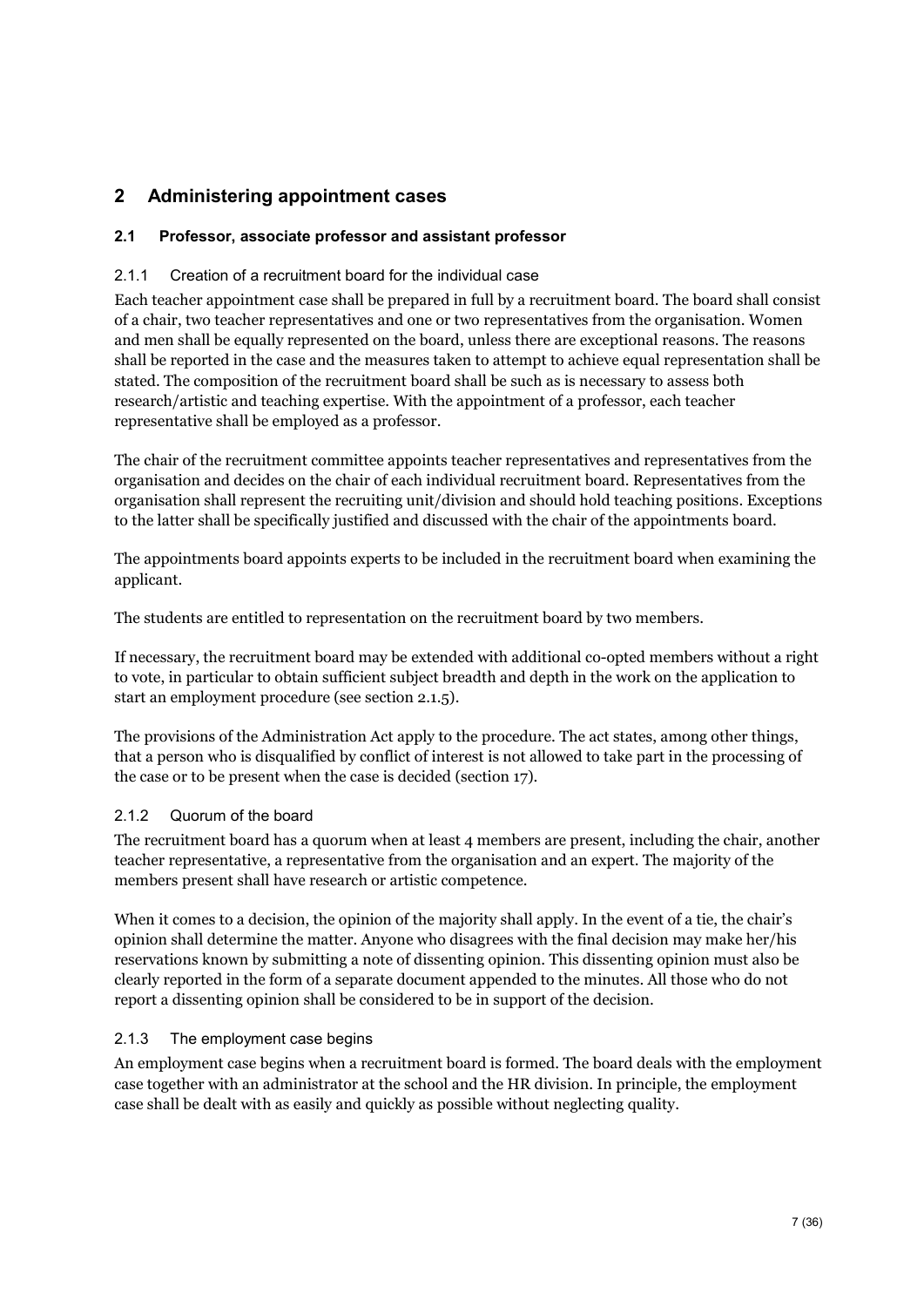# 2 Administering appointment cases

## 2.1 Professor, associate professor and assistant professor

### 2.1.1 Creation of a recruitment board for the individual case

Each teacher appointment case shall be prepared in full by a recruitment board. The board shall consist of a chair, two teacher representatives and one or two representatives from the organisation. Women and men shall be equally represented on the board, unless there are exceptional reasons. The reasons shall be reported in the case and the measures taken to attempt to achieve equal representation shall be stated. The composition of the recruitment board shall be such as is necessary to assess both research/artistic and teaching expertise. With the appointment of a professor, each teacher representative shall be employed as a professor.

The chair of the recruitment committee appoints teacher representatives and representatives from the organisation and decides on the chair of each individual recruitment board. Representatives from the organisation shall represent the recruiting unit/division and should hold teaching positions. Exceptions to the latter shall be specifically justified and discussed with the chair of the appointments board.

The appointments board appoints experts to be included in the recruitment board when examining the applicant.

The students are entitled to representation on the recruitment board by two members.

If necessary, the recruitment board may be extended with additional co-opted members without a right to vote, in particular to obtain sufficient subject breadth and depth in the work on the application to start an employment procedure (see section 2.1.5).

The provisions of the Administration Act apply to the procedure. The act states, among other things, that a person who is disqualified by conflict of interest is not allowed to take part in the processing of the case or to be present when the case is decided (section 17).

### 2.1.2 Quorum of the board

The recruitment board has a quorum when at least 4 members are present, including the chair, another teacher representative, a representative from the organisation and an expert. The majority of the members present shall have research or artistic competence.

When it comes to a decision, the opinion of the majority shall apply. In the event of a tie, the chair's opinion shall determine the matter. Anyone who disagrees with the final decision may make her/his reservations known by submitting a note of dissenting opinion. This dissenting opinion must also be clearly reported in the form of a separate document appended to the minutes. All those who do not report a dissenting opinion shall be considered to be in support of the decision.

### 2.1.3 The employment case begins

An employment case begins when a recruitment board is formed. The board deals with the employment case together with an administrator at the school and the HR division. In principle, the employment case shall be dealt with as easily and quickly as possible without neglecting quality.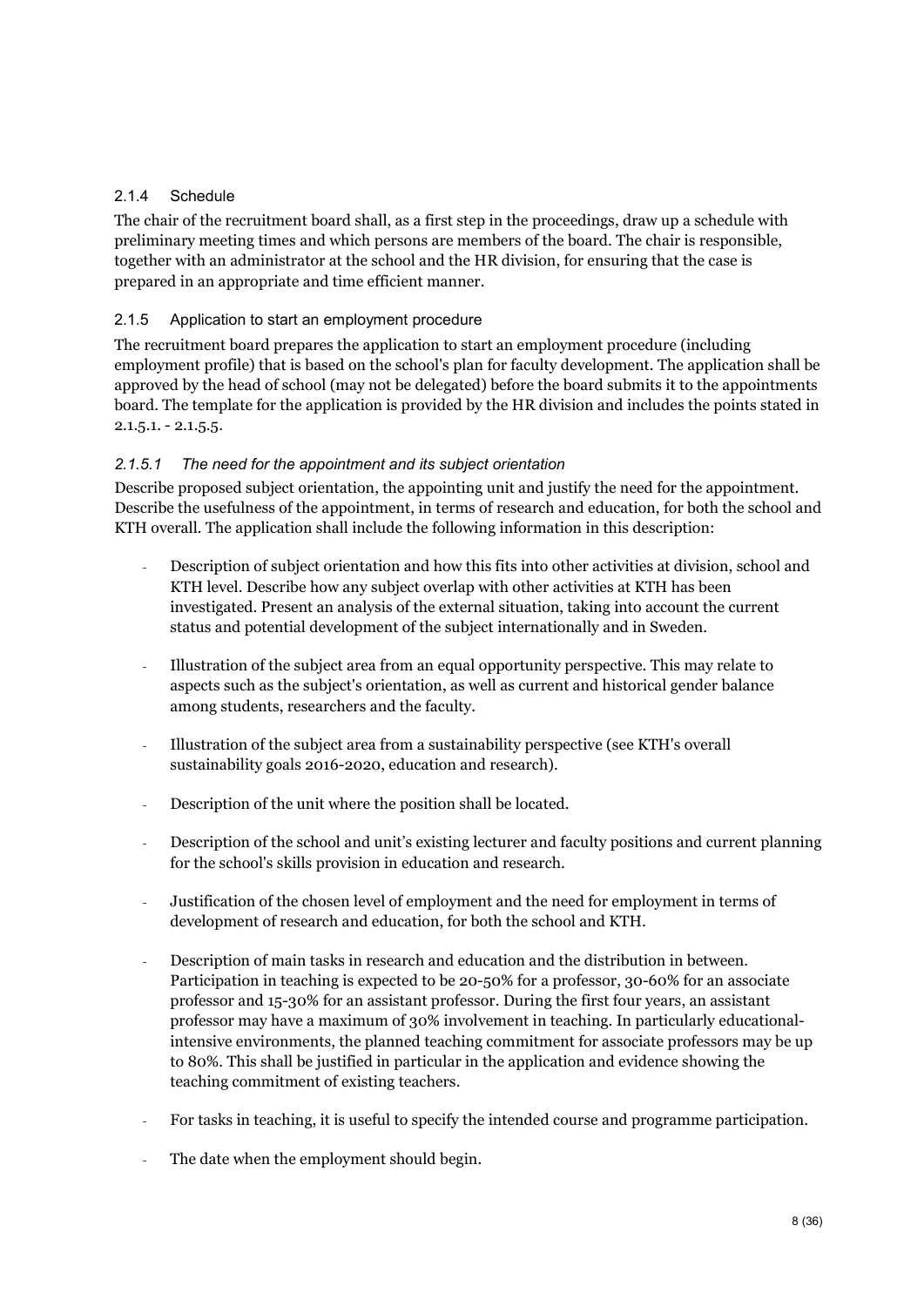### 2.1.4 Schedule

The chair of the recruitment board shall, as a first step in the proceedings, draw up a schedule with preliminary meeting times and which persons are members of the board. The chair is responsible, together with an administrator at the school and the HR division, for ensuring that the case is prepared in an appropriate and time efficient manner.

### 2.1.5 Application to start an employment procedure

The recruitment board prepares the application to start an employment procedure (including employment profile) that is based on the school's plan for faculty development. The application shall be approved by the head of school (may not be delegated) before the board submits it to the appointments board. The template for the application is provided by the HR division and includes the points stated in 2.1.5.1. - 2.1.5.5.

#### *2.1.5.1 The need for the appointment and its subject orientation*

Describe proposed subject orientation, the appointing unit and justify the need for the appointment. Describe the usefulness of the appointment, in terms of research and education, for both the school and KTH overall. The application shall include the following information in this description:

- Description of subject orientation and how this fits into other activities at division, school and KTH level. Describe how any subject overlap with other activities at KTH has been investigated. Present an analysis of the external situation, taking into account the current status and potential development of the subject internationally and in Sweden.

- Illustration of the subject area from an equal opportunity perspective. This may relate to aspects such as the subject's orientation, as well as current and historical gender balance among students, researchers and the faculty.

- Illustration of the subject area from a sustainability perspective (see KTH's overall sustainability goals 2016-2020, education and research).

- Description of the unit where the position shall be located.

- Description of the school and unit's existing lecturer and faculty positions and current planning for the school's skills provision in education and research.

- Justification of the chosen level of employment and the need for employment in terms of development of research and education, for both the school and KTH.

- Description of main tasks in research and education and the distribution in between. Participation in teaching is expected to be 20-50% for a professor, 30-60% for an associate professor and 15-30% for an assistant professor. During the first four years, an assistant professor may have a maximum of 30% involvement in teaching. In particularly educational-intensive environments, the planned teaching commitment for associate professors may be up to 80%. This shall be justified in particular in the application and evidence showing the teaching commitment of existing teachers.

- For tasks in teaching, it is useful to specify the intended course and programme participation.

- The date when the employment should begin.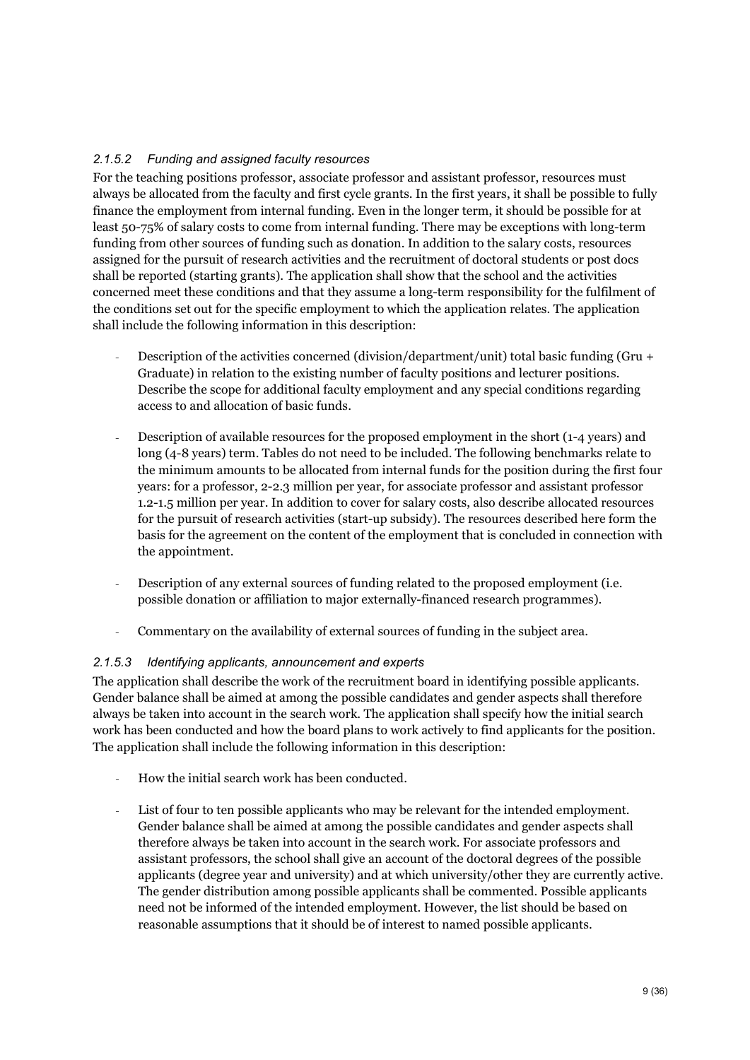#### *2.1.5.2 Funding and assigned faculty resources*

For the teaching positions professor, associate professor and assistant professor, resources must always be allocated from the faculty and first cycle grants. In the first years, it shall be possible to fully finance the employment from internal funding. Even in the longer term, it should be possible for at least 50-75% of salary costs to come from internal funding. There may be exceptions with long-term funding from other sources of funding such as donation. In addition to the salary costs, resources assigned for the pursuit of research activities and the recruitment of doctoral students or post docs shall be reported (starting grants). The application shall show that the school and the activities concerned meet these conditions and that they assume a long-term responsibility for the fulfilment of the conditions set out for the specific employment to which the application relates. The application shall include the following information in this description:

- Description of the activities concerned (division/department/unit) total basic funding (Gru + Graduate) in relation to the existing number of faculty positions and lecturer positions. Describe the scope for additional faculty employment and any special conditions regarding access to and allocation of basic funds.
- Description of available resources for the proposed employment in the short (1-4 years) and long (4-8 years) term. Tables do not need to be included. The following benchmarks relate to the minimum amounts to be allocated from internal funds for the position during the first four years: for a professor, 2-2.3 million per year, for associate professor and assistant professor 1.2-1.5 million per year. In addition to cover for salary costs, also describe allocated resources for the pursuit of research activities (start-up subsidy). The resources described here form the basis for the agreement on the content of the employment that is concluded in connection with the appointment.
- Description of any external sources of funding related to the proposed employment (i.e. possible donation or affiliation to major externally-financed research programmes).
- Commentary on the availability of external sources of funding in the subject area.

#### *2.1.5.3 Identifying applicants, announcement and experts*

The application shall describe the work of the recruitment board in identifying possible applicants. Gender balance shall be aimed at among the possible candidates and gender aspects shall therefore always be taken into account in the search work. The application shall specify how the initial search work has been conducted and how the board plans to work actively to find applicants for the position. The application shall include the following information in this description:

- How the initial search work has been conducted.
- List of four to ten possible applicants who may be relevant for the intended employment. Gender balance shall be aimed at among the possible candidates and gender aspects shall therefore always be taken into account in the search work. For associate professors and assistant professors, the school shall give an account of the doctoral degrees of the possible applicants (degree year and university) and at which university/other they are currently active. The gender distribution among possible applicants shall be commented. Possible applicants need not be informed of the intended employment. However, the list should be based on reasonable assumptions that it should be of interest to named possible applicants.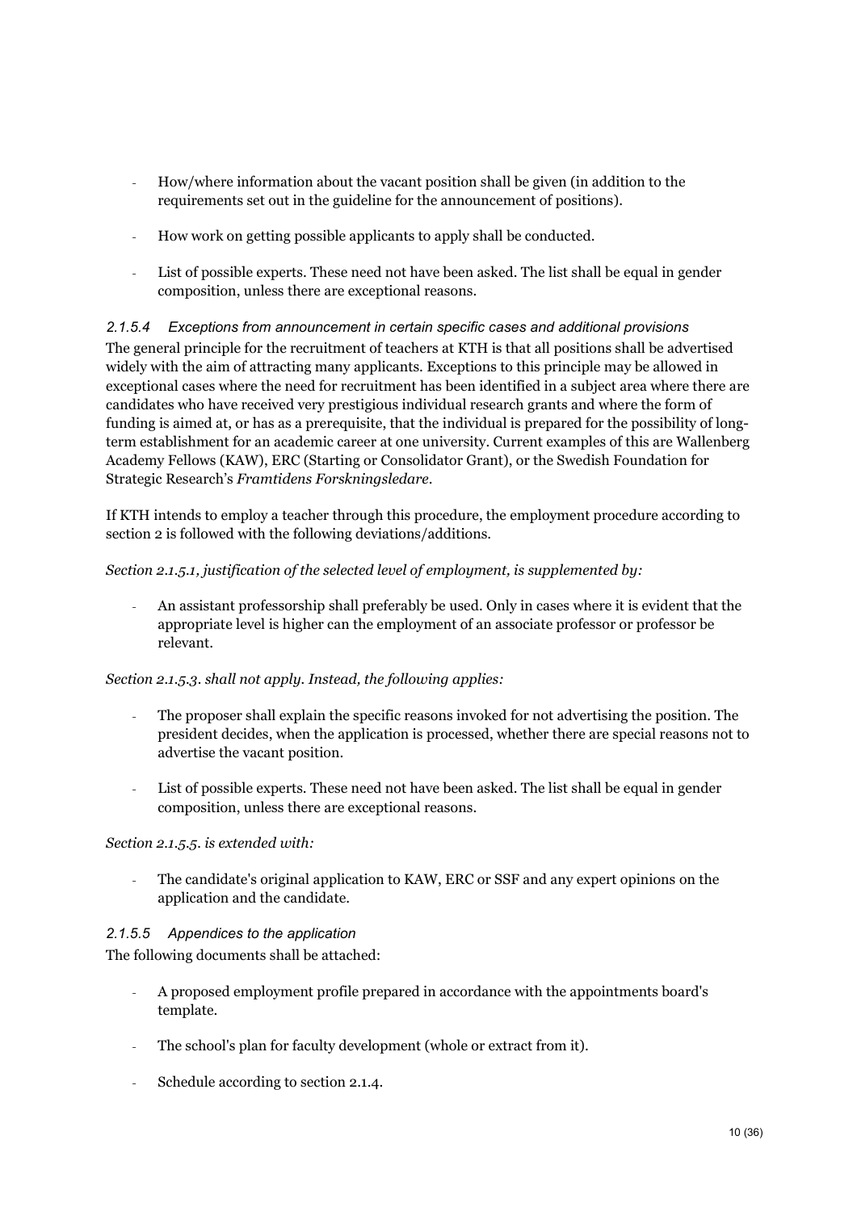- How/where information about the vacant position shall be given (in addition to the requirements set out in the guideline for the announcement of positions).

- How work on getting possible applicants to apply shall be conducted.

- List of possible experts. These need not have been asked. The list shall be equal in gender composition, unless there are exceptional reasons.

#### *2.1.5.4 Exceptions from announcement in certain specific cases and additional provisions*

The general principle for the recruitment of teachers at KTH is that all positions shall be advertised widely with the aim of attracting many applicants. Exceptions to this principle may be allowed in exceptional cases where the need for recruitment has been identified in a subject area where there are candidates who have received very prestigious individual research grants and where the form of funding is aimed at, or has as a prerequisite, that the individual is prepared for the possibility of long-term establishment for an academic career at one university. Current examples of this are Wallenberg Academy Fellows (KAW), ERC (Starting or Consolidator Grant), or the Swedish Foundation for Strategic Research's *Framtidens Forskningsledare*.

If KTH intends to employ a teacher through this procedure, the employment procedure according to section 2 is followed with the following deviations/additions.

*Section 2.1.5.1, justification of the selected level of employment, is supplemented by:*

- An assistant professorship shall preferably be used. Only in cases where it is evident that the appropriate level is higher can the employment of an associate professor or professor be relevant.

*Section 2.1.5.3. shall not apply. Instead, the following applies:*

- The proposer shall explain the specific reasons invoked for not advertising the position. The president decides, when the application is processed, whether there are special reasons not to advertise the vacant position.

- List of possible experts. These need not have been asked. The list shall be equal in gender composition, unless there are exceptional reasons.

*Section 2.1.5.5. is extended with:*

- The candidate's original application to KAW, ERC or SSF and any expert opinions on the application and the candidate.

#### *2.1.5.5 Appendices to the application*

The following documents shall be attached:

- A proposed employment profile prepared in accordance with the appointments board's template.

- The school's plan for faculty development (whole or extract from it).

- Schedule according to section 2.1.4.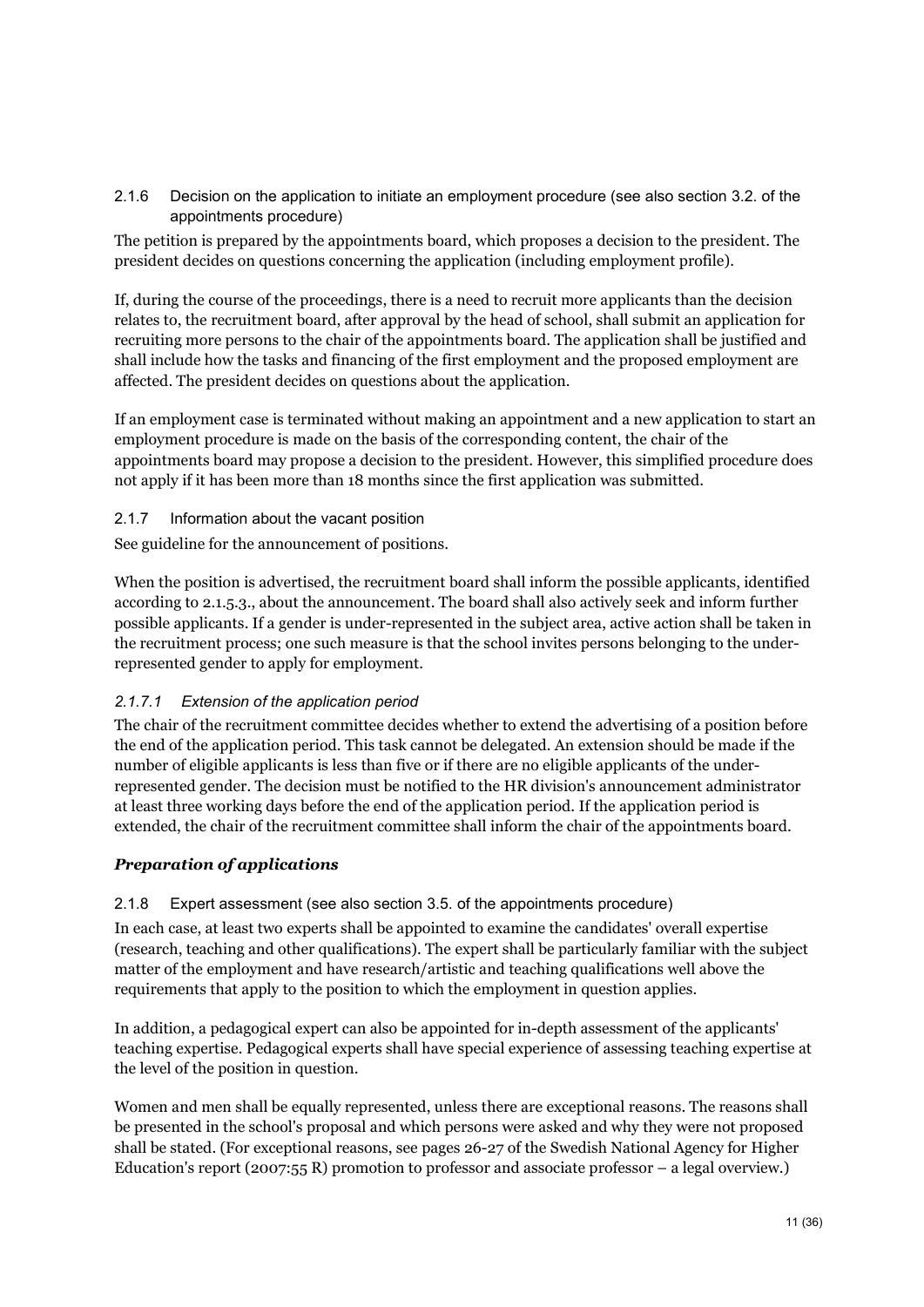### 2.1.6 Decision on the application to initiate an employment procedure (see also section 3.2. of the appointments procedure)

The petition is prepared by the appointments board, which proposes a decision to the president. The president decides on questions concerning the application (including employment profile).

If, during the course of the proceedings, there is a need to recruit more applicants than the decision relates to, the recruitment board, after approval by the head of school, shall submit an application for recruiting more persons to the chair of the appointments board. The application shall be justified and shall include how the tasks and financing of the first employment and the proposed employment are affected. The president decides on questions about the application.

If an employment case is terminated without making an appointment and a new application to start an employment procedure is made on the basis of the corresponding content, the chair of the appointments board may propose a decision to the president. However, this simplified procedure does not apply if it has been more than 18 months since the first application was submitted.

### 2.1.7 Information about the vacant position

See guideline for the announcement of positions.

When the position is advertised, the recruitment board shall inform the possible applicants, identified according to 2.1.5.3., about the announcement. The board shall also actively seek and inform further possible applicants. If a gender is under-represented in the subject area, active action shall be taken in the recruitment process; one such measure is that the school invites persons belonging to the under-represented gender to apply for employment.

#### *2.1.7.1 Extension of the application period*

The chair of the recruitment committee decides whether to extend the advertising of a position before the end of the application period. This task cannot be delegated. An extension should be made if the number of eligible applicants is less than five or if there are no eligible applicants of the under-represented gender. The decision must be notified to the HR division's announcement administrator at least three working days before the end of the application period. If the application period is extended, the chair of the recruitment committee shall inform the chair of the appointments board.

## ***Preparation of applications***

### 2.1.8 Expert assessment (see also section 3.5. of the appointments procedure)

In each case, at least two experts shall be appointed to examine the candidates' overall expertise (research, teaching and other qualifications). The expert shall be particularly familiar with the subject matter of the employment and have research/artistic and teaching qualifications well above the requirements that apply to the position to which the employment in question applies.

In addition, a pedagogical expert can also be appointed for in-depth assessment of the applicants' teaching expertise. Pedagogical experts shall have special experience of assessing teaching expertise at the level of the position in question.

Women and men shall be equally represented, unless there are exceptional reasons. The reasons shall be presented in the school's proposal and which persons were asked and why they were not proposed shall be stated. (For exceptional reasons, see pages 26-27 of the Swedish National Agency for Higher Education's report (2007:55 R) promotion to professor and associate professor – a legal overview.)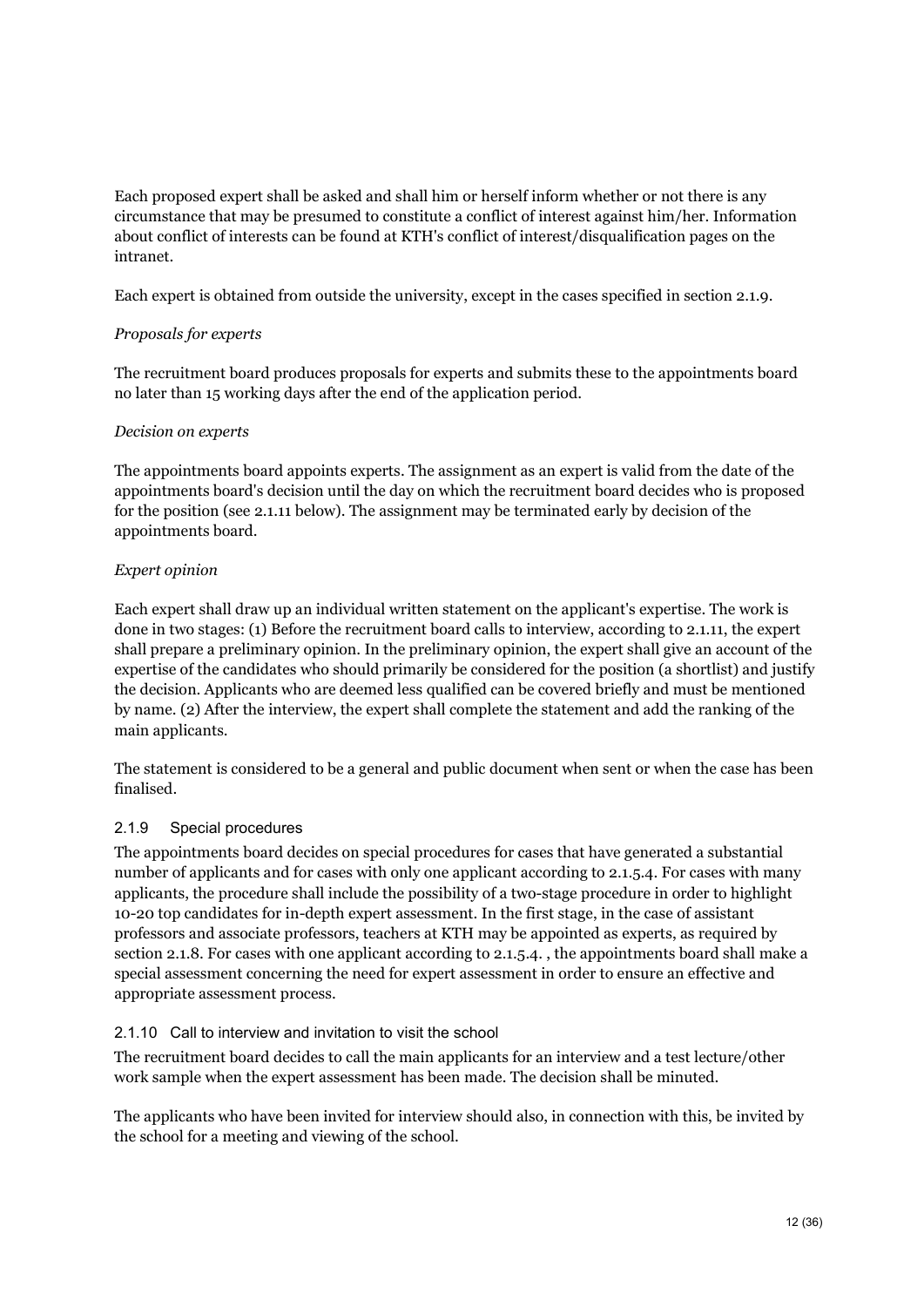Each proposed expert shall be asked and shall him or herself inform whether or not there is any circumstance that may be presumed to constitute a conflict of interest against him/her. Information about conflict of interests can be found at KTH's conflict of interest/disqualification pages on the intranet.

Each expert is obtained from outside the university, except in the cases specified in section 2.1.9.

*Proposals for experts*

The recruitment board produces proposals for experts and submits these to the appointments board no later than 15 working days after the end of the application period.

*Decision on experts*

The appointments board appoints experts. The assignment as an expert is valid from the date of the appointments board's decision until the day on which the recruitment board decides who is proposed for the position (see 2.1.11 below). The assignment may be terminated early by decision of the appointments board.

*Expert opinion*

Each expert shall draw up an individual written statement on the applicant's expertise. The work is done in two stages: (1) Before the recruitment board calls to interview, according to 2.1.11, the expert shall prepare a preliminary opinion. In the preliminary opinion, the expert shall give an account of the expertise of the candidates who should primarily be considered for the position (a shortlist) and justify the decision. Applicants who are deemed less qualified can be covered briefly and must be mentioned by name. (2) After the interview, the expert shall complete the statement and add the ranking of the main applicants.

The statement is considered to be a general and public document when sent or when the case has been finalised.

### 2.1.9 Special procedures

The appointments board decides on special procedures for cases that have generated a substantial number of applicants and for cases with only one applicant according to 2.1.5.4. For cases with many applicants, the procedure shall include the possibility of a two-stage procedure in order to highlight 10-20 top candidates for in-depth expert assessment. In the first stage, in the case of assistant professors and associate professors, teachers at KTH may be appointed as experts, as required by section 2.1.8. For cases with one applicant according to 2.1.5.4. , the appointments board shall make a special assessment concerning the need for expert assessment in order to ensure an effective and appropriate assessment process.

### 2.1.10 Call to interview and invitation to visit the school

The recruitment board decides to call the main applicants for an interview and a test lecture/other work sample when the expert assessment has been made. The decision shall be minuted.

The applicants who have been invited for interview should also, in connection with this, be invited by the school for a meeting and viewing of the school.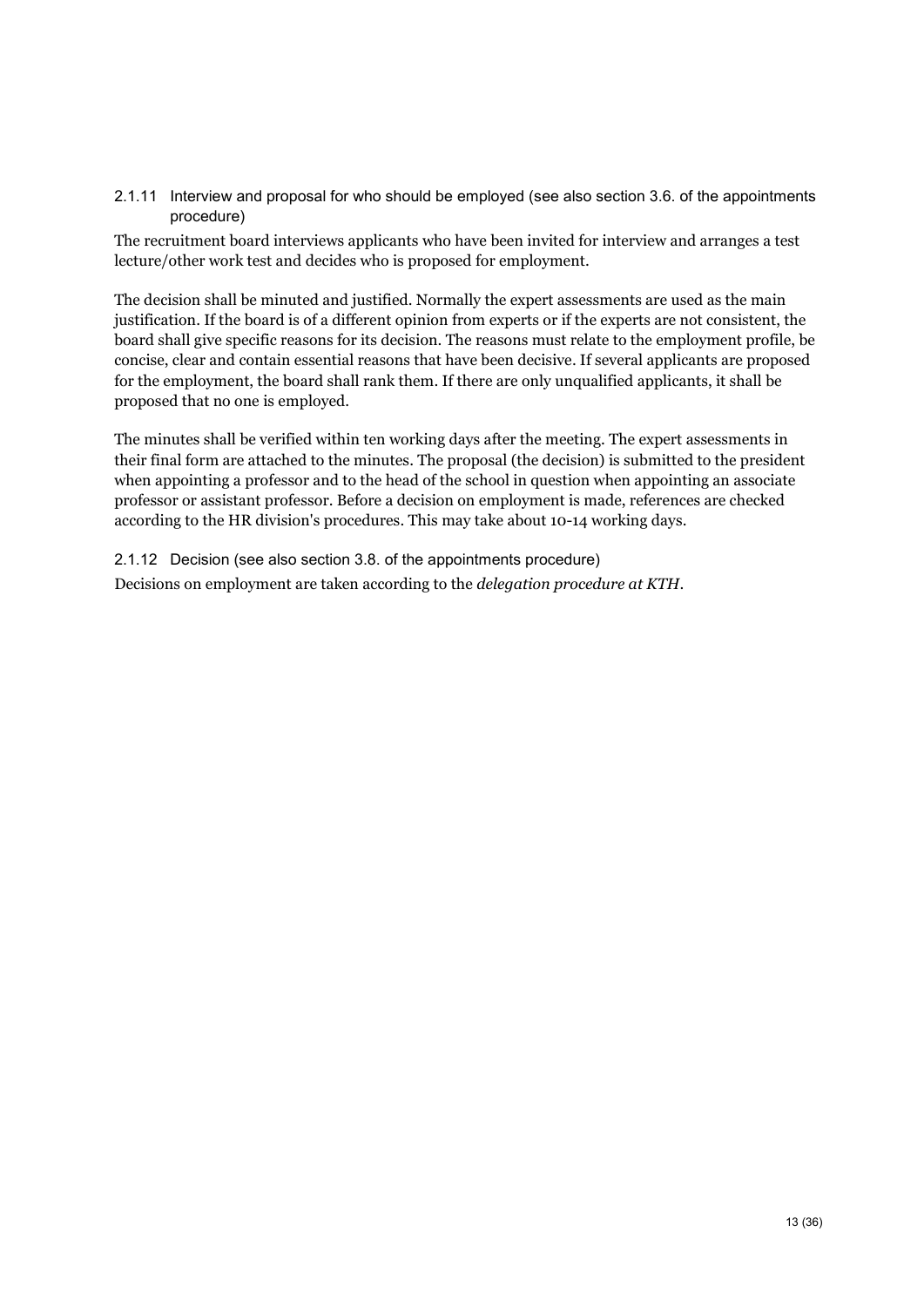#### 2.1.11 Interview and proposal for who should be employed (see also section 3.6. of the appointments procedure)

The recruitment board interviews applicants who have been invited for interview and arranges a test lecture/other work test and decides who is proposed for employment.

The decision shall be minuted and justified. Normally the expert assessments are used as the main justification. If the board is of a different opinion from experts or if the experts are not consistent, the board shall give specific reasons for its decision. The reasons must relate to the employment profile, be concise, clear and contain essential reasons that have been decisive. If several applicants are proposed for the employment, the board shall rank them. If there are only unqualified applicants, it shall be proposed that no one is employed.

The minutes shall be verified within ten working days after the meeting. The expert assessments in their final form are attached to the minutes. The proposal (the decision) is submitted to the president when appointing a professor and to the head of the school in question when appointing an associate professor or assistant professor. Before a decision on employment is made, references are checked according to the HR division's procedures. This may take about 10-14 working days.

#### 2.1.12 Decision (see also section 3.8. of the appointments procedure)

Decisions on employment are taken according to the *delegation procedure at KTH*.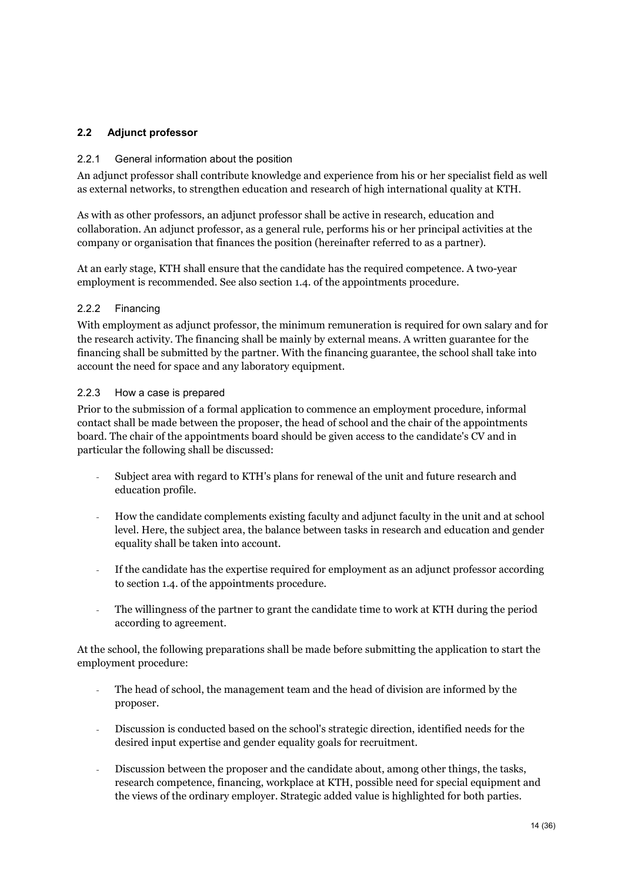## 2.2 Adjunct professor

### 2.2.1 General information about the position

An adjunct professor shall contribute knowledge and experience from his or her specialist field as well as external networks, to strengthen education and research of high international quality at KTH.

As with as other professors, an adjunct professor shall be active in research, education and collaboration. An adjunct professor, as a general rule, performs his or her principal activities at the company or organisation that finances the position (hereinafter referred to as a partner).

At an early stage, KTH shall ensure that the candidate has the required competence. A two-year employment is recommended. See also section 1.4. of the appointments procedure.

### 2.2.2 Financing

With employment as adjunct professor, the minimum remuneration is required for own salary and for the research activity. The financing shall be mainly by external means. A written guarantee for the financing shall be submitted by the partner. With the financing guarantee, the school shall take into account the need for space and any laboratory equipment.

### 2.2.3 How a case is prepared

Prior to the submission of a formal application to commence an employment procedure, informal contact shall be made between the proposer, the head of school and the chair of the appointments board. The chair of the appointments board should be given access to the candidate's CV and in particular the following shall be discussed:

- Subject area with regard to KTH's plans for renewal of the unit and future research and education profile.
- How the candidate complements existing faculty and adjunct faculty in the unit and at school level. Here, the subject area, the balance between tasks in research and education and gender equality shall be taken into account.
- If the candidate has the expertise required for employment as an adjunct professor according to section 1.4. of the appointments procedure.
- The willingness of the partner to grant the candidate time to work at KTH during the period according to agreement.

At the school, the following preparations shall be made before submitting the application to start the employment procedure:

- The head of school, the management team and the head of division are informed by the proposer.
- Discussion is conducted based on the school's strategic direction, identified needs for the desired input expertise and gender equality goals for recruitment.
- Discussion between the proposer and the candidate about, among other things, the tasks, research competence, financing, workplace at KTH, possible need for special equipment and the views of the ordinary employer. Strategic added value is highlighted for both parties.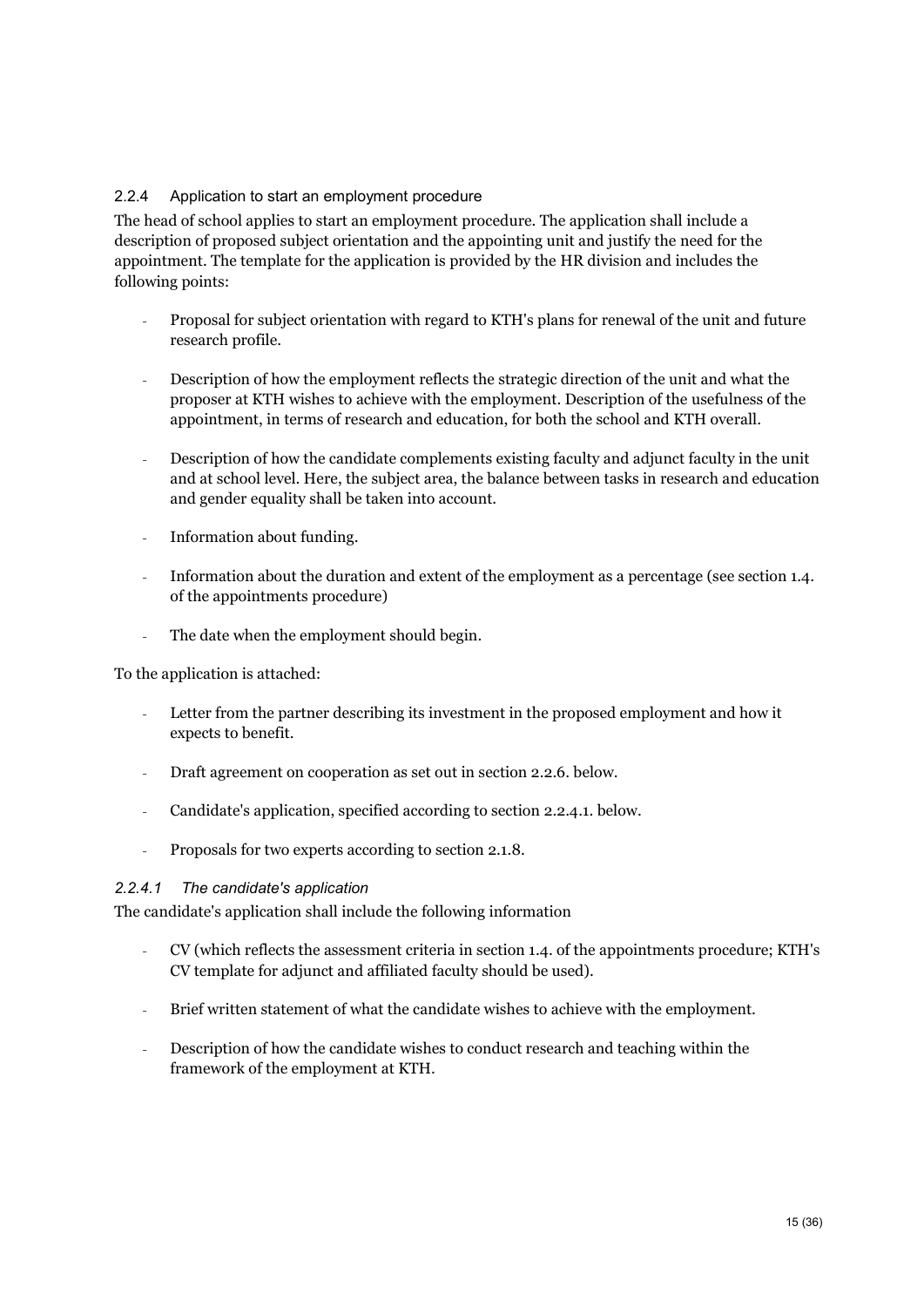### 2.2.4 Application to start an employment procedure

The head of school applies to start an employment procedure. The application shall include a description of proposed subject orientation and the appointing unit and justify the need for the appointment. The template for the application is provided by the HR division and includes the following points:

- Proposal for subject orientation with regard to KTH's plans for renewal of the unit and future research profile.
- Description of how the employment reflects the strategic direction of the unit and what the proposer at KTH wishes to achieve with the employment. Description of the usefulness of the appointment, in terms of research and education, for both the school and KTH overall.
- Description of how the candidate complements existing faculty and adjunct faculty in the unit and at school level. Here, the subject area, the balance between tasks in research and education and gender equality shall be taken into account.
- Information about funding.
- Information about the duration and extent of the employment as a percentage (see section 1.4. of the appointments procedure)
- The date when the employment should begin.

To the application is attached:

- Letter from the partner describing its investment in the proposed employment and how it expects to benefit.
- Draft agreement on cooperation as set out in section 2.2.6. below.
- Candidate's application, specified according to section 2.2.4.1. below.
- Proposals for two experts according to section 2.1.8.

#### *2.2.4.1 The candidate's application*

The candidate's application shall include the following information

- CV (which reflects the assessment criteria in section 1.4. of the appointments procedure; KTH's CV template for adjunct and affiliated faculty should be used).
- Brief written statement of what the candidate wishes to achieve with the employment.
- Description of how the candidate wishes to conduct research and teaching within the framework of the employment at KTH.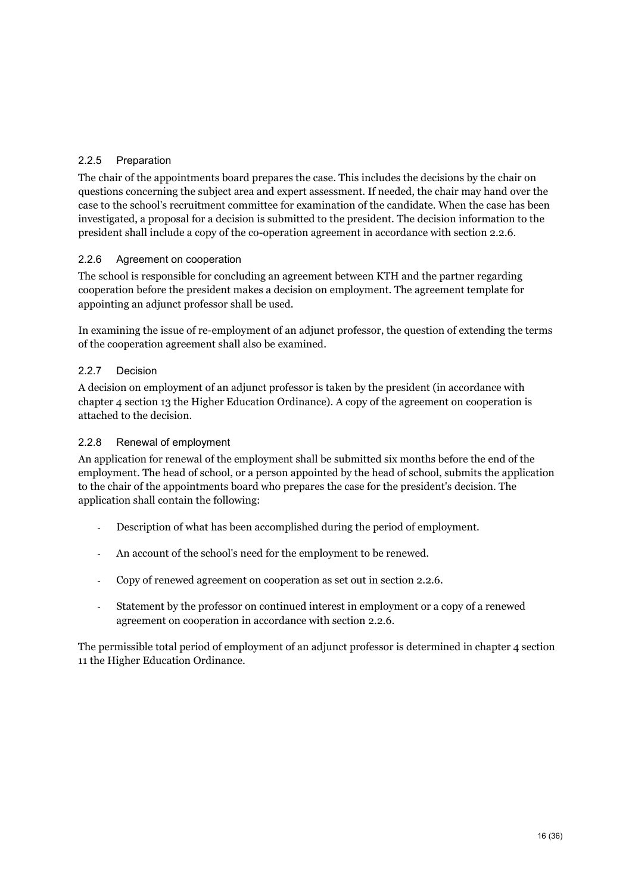### 2.2.5 Preparation

The chair of the appointments board prepares the case. This includes the decisions by the chair on questions concerning the subject area and expert assessment. If needed, the chair may hand over the case to the school's recruitment committee for examination of the candidate. When the case has been investigated, a proposal for a decision is submitted to the president. The decision information to the president shall include a copy of the co-operation agreement in accordance with section 2.2.6.

### 2.2.6 Agreement on cooperation

The school is responsible for concluding an agreement between KTH and the partner regarding cooperation before the president makes a decision on employment. The agreement template for appointing an adjunct professor shall be used.

In examining the issue of re-employment of an adjunct professor, the question of extending the terms of the cooperation agreement shall also be examined.

### 2.2.7 Decision

A decision on employment of an adjunct professor is taken by the president (in accordance with chapter 4 section 13 the Higher Education Ordinance). A copy of the agreement on cooperation is attached to the decision.

### 2.2.8 Renewal of employment

An application for renewal of the employment shall be submitted six months before the end of the employment. The head of school, or a person appointed by the head of school, submits the application to the chair of the appointments board who prepares the case for the president's decision. The application shall contain the following:

- Description of what has been accomplished during the period of employment.
- An account of the school's need for the employment to be renewed.
- Copy of renewed agreement on cooperation as set out in section 2.2.6.
- Statement by the professor on continued interest in employment or a copy of a renewed agreement on cooperation in accordance with section 2.2.6.

The permissible total period of employment of an adjunct professor is determined in chapter 4 section 11 the Higher Education Ordinance.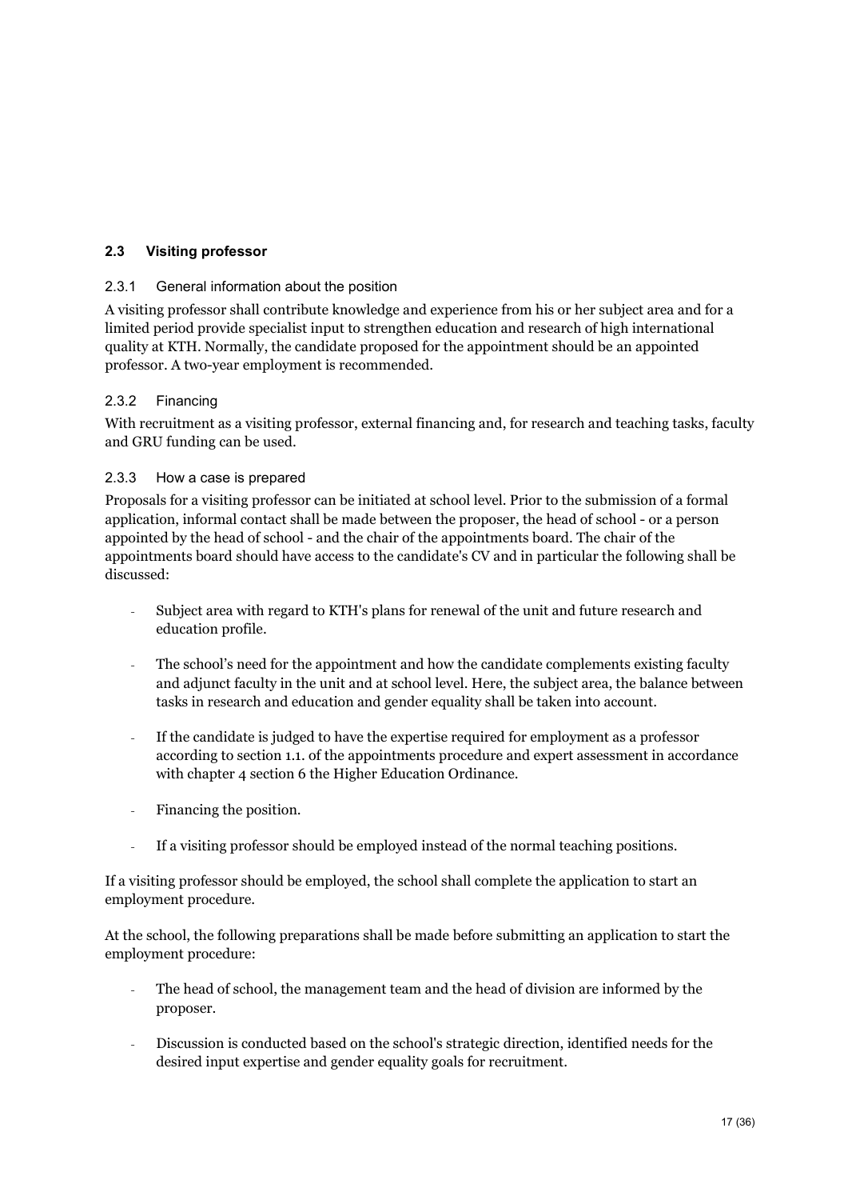## 2.3 Visiting professor

### 2.3.1 General information about the position

A visiting professor shall contribute knowledge and experience from his or her subject area and for a limited period provide specialist input to strengthen education and research of high international quality at KTH. Normally, the candidate proposed for the appointment should be an appointed professor. A two-year employment is recommended.

### 2.3.2 Financing

With recruitment as a visiting professor, external financing and, for research and teaching tasks, faculty and GRU funding can be used.

### 2.3.3 How a case is prepared

Proposals for a visiting professor can be initiated at school level. Prior to the submission of a formal application, informal contact shall be made between the proposer, the head of school - or a person appointed by the head of school - and the chair of the appointments board. The chair of the appointments board should have access to the candidate's CV and in particular the following shall be discussed:

- Subject area with regard to KTH's plans for renewal of the unit and future research and education profile.
- The school's need for the appointment and how the candidate complements existing faculty and adjunct faculty in the unit and at school level. Here, the subject area, the balance between tasks in research and education and gender equality shall be taken into account.
- If the candidate is judged to have the expertise required for employment as a professor according to section 1.1. of the appointments procedure and expert assessment in accordance with chapter 4 section 6 the Higher Education Ordinance.
- Financing the position.
- If a visiting professor should be employed instead of the normal teaching positions.

If a visiting professor should be employed, the school shall complete the application to start an employment procedure.

At the school, the following preparations shall be made before submitting an application to start the employment procedure:

- The head of school, the management team and the head of division are informed by the proposer.
- Discussion is conducted based on the school's strategic direction, identified needs for the desired input expertise and gender equality goals for recruitment.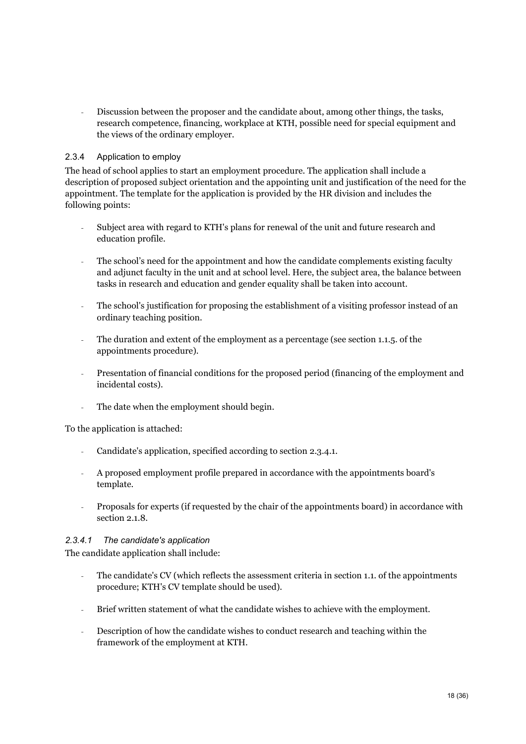- Discussion between the proposer and the candidate about, among other things, the tasks, research competence, financing, workplace at KTH, possible need for special equipment and the views of the ordinary employer.

### 2.3.4 Application to employ

The head of school applies to start an employment procedure. The application shall include a description of proposed subject orientation and the appointing unit and justification of the need for the appointment. The template for the application is provided by the HR division and includes the following points:

- Subject area with regard to KTH's plans for renewal of the unit and future research and education profile.
- The school's need for the appointment and how the candidate complements existing faculty and adjunct faculty in the unit and at school level. Here, the subject area, the balance between tasks in research and education and gender equality shall be taken into account.
- The school's justification for proposing the establishment of a visiting professor instead of an ordinary teaching position.
- The duration and extent of the employment as a percentage (see section 1.1.5. of the appointments procedure).
- Presentation of financial conditions for the proposed period (financing of the employment and incidental costs).
- The date when the employment should begin.

To the application is attached:

- Candidate's application, specified according to section 2.3.4.1.
- A proposed employment profile prepared in accordance with the appointments board's template.
- Proposals for experts (if requested by the chair of the appointments board) in accordance with section 2.1.8.

#### *2.3.4.1 The candidate's application*

The candidate application shall include:

- The candidate's CV (which reflects the assessment criteria in section 1.1. of the appointments procedure; KTH's CV template should be used).
- Brief written statement of what the candidate wishes to achieve with the employment.
- Description of how the candidate wishes to conduct research and teaching within the framework of the employment at KTH.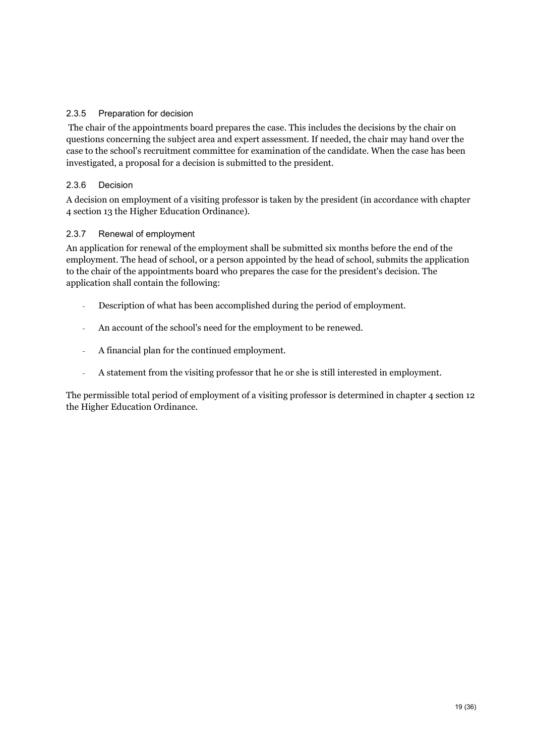### 2.3.5 Preparation for decision

The chair of the appointments board prepares the case. This includes the decisions by the chair on questions concerning the subject area and expert assessment. If needed, the chair may hand over the case to the school's recruitment committee for examination of the candidate. When the case has been investigated, a proposal for a decision is submitted to the president.

### 2.3.6 Decision

A decision on employment of a visiting professor is taken by the president (in accordance with chapter 4 section 13 the Higher Education Ordinance).

### 2.3.7 Renewal of employment

An application for renewal of the employment shall be submitted six months before the end of the employment. The head of school, or a person appointed by the head of school, submits the application to the chair of the appointments board who prepares the case for the president's decision. The application shall contain the following:

- Description of what has been accomplished during the period of employment.
- An account of the school's need for the employment to be renewed.
- A financial plan for the continued employment.
- A statement from the visiting professor that he or she is still interested in employment.

The permissible total period of employment of a visiting professor is determined in chapter 4 section 12 the Higher Education Ordinance.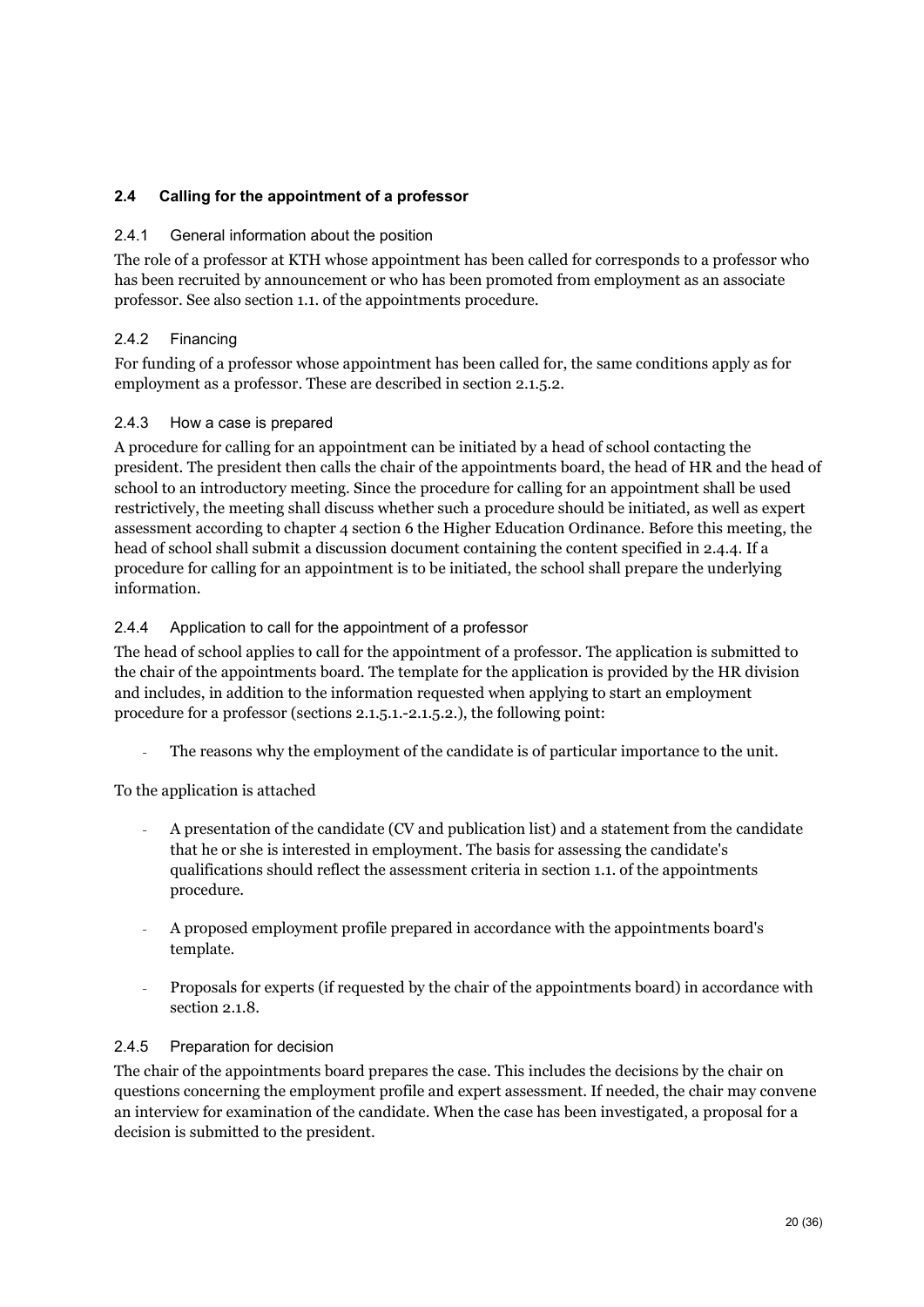## 2.4 Calling for the appointment of a professor

### 2.4.1 General information about the position

The role of a professor at KTH whose appointment has been called for corresponds to a professor who has been recruited by announcement or who has been promoted from employment as an associate professor. See also section 1.1. of the appointments procedure.

### 2.4.2 Financing

For funding of a professor whose appointment has been called for, the same conditions apply as for employment as a professor. These are described in section 2.1.5.2.

### 2.4.3 How a case is prepared

A procedure for calling for an appointment can be initiated by a head of school contacting the president. The president then calls the chair of the appointments board, the head of HR and the head of school to an introductory meeting. Since the procedure for calling for an appointment shall be used restrictively, the meeting shall discuss whether such a procedure should be initiated, as well as expert assessment according to chapter 4 section 6 the Higher Education Ordinance. Before this meeting, the head of school shall submit a discussion document containing the content specified in 2.4.4. If a procedure for calling for an appointment is to be initiated, the school shall prepare the underlying information.

### 2.4.4 Application to call for the appointment of a professor

The head of school applies to call for the appointment of a professor. The application is submitted to the chair of the appointments board. The template for the application is provided by the HR division and includes, in addition to the information requested when applying to start an employment procedure for a professor (sections 2.1.5.1.-2.1.5.2.), the following point:

- The reasons why the employment of the candidate is of particular importance to the unit.

To the application is attached

- A presentation of the candidate (CV and publication list) and a statement from the candidate that he or she is interested in employment. The basis for assessing the candidate's qualifications should reflect the assessment criteria in section 1.1. of the appointments procedure.
- A proposed employment profile prepared in accordance with the appointments board's template.
- Proposals for experts (if requested by the chair of the appointments board) in accordance with section 2.1.8.

### 2.4.5 Preparation for decision

The chair of the appointments board prepares the case. This includes the decisions by the chair on questions concerning the employment profile and expert assessment. If needed, the chair may convene an interview for examination of the candidate. When the case has been investigated, a proposal for a decision is submitted to the president.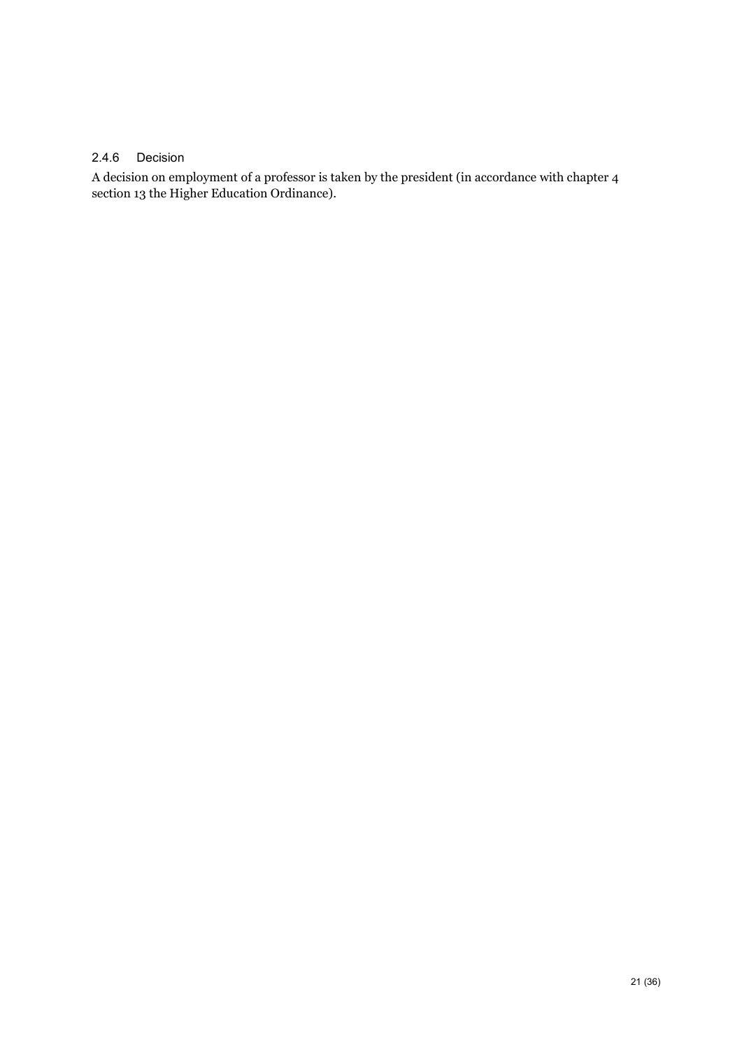#### 2.4.6 Decision

A decision on employment of a professor is taken by the president (in accordance with chapter 4 section 13 the Higher Education Ordinance).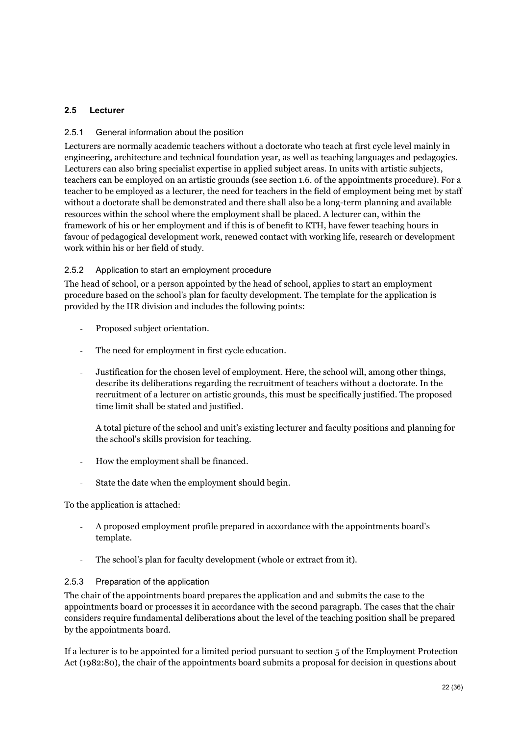## 2.5 Lecturer

### 2.5.1 General information about the position

Lecturers are normally academic teachers without a doctorate who teach at first cycle level mainly in engineering, architecture and technical foundation year, as well as teaching languages and pedagogics. Lecturers can also bring specialist expertise in applied subject areas. In units with artistic subjects, teachers can be employed on an artistic grounds (see section 1.6. of the appointments procedure). For a teacher to be employed as a lecturer, the need for teachers in the field of employment being met by staff without a doctorate shall be demonstrated and there shall also be a long-term planning and available resources within the school where the employment shall be placed. A lecturer can, within the framework of his or her employment and if this is of benefit to KTH, have fewer teaching hours in favour of pedagogical development work, renewed contact with working life, research or development work within his or her field of study.

### 2.5.2 Application to start an employment procedure

The head of school, or a person appointed by the head of school, applies to start an employment procedure based on the school's plan for faculty development. The template for the application is provided by the HR division and includes the following points:

- Proposed subject orientation.
- The need for employment in first cycle education.
- Justification for the chosen level of employment. Here, the school will, among other things, describe its deliberations regarding the recruitment of teachers without a doctorate. In the recruitment of a lecturer on artistic grounds, this must be specifically justified. The proposed time limit shall be stated and justified.
- A total picture of the school and unit's existing lecturer and faculty positions and planning for the school's skills provision for teaching.
- How the employment shall be financed.
- State the date when the employment should begin.

To the application is attached:

- A proposed employment profile prepared in accordance with the appointments board's template.
- The school's plan for faculty development (whole or extract from it).

### 2.5.3 Preparation of the application

The chair of the appointments board prepares the application and and submits the case to the appointments board or processes it in accordance with the second paragraph. The cases that the chair considers require fundamental deliberations about the level of the teaching position shall be prepared by the appointments board.

If a lecturer is to be appointed for a limited period pursuant to section 5 of the Employment Protection Act (1982:80), the chair of the appointments board submits a proposal for decision in questions about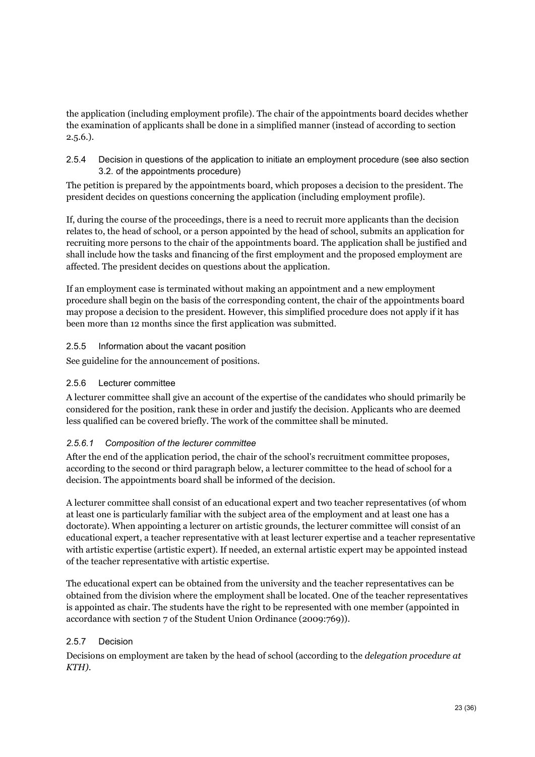the application (including employment profile). The chair of the appointments board decides whether the examination of applicants shall be done in a simplified manner (instead of according to section 2.5.6.).

### 2.5.4 Decision in questions of the application to initiate an employment procedure (see also section 3.2. of the appointments procedure)

The petition is prepared by the appointments board, which proposes a decision to the president. The president decides on questions concerning the application (including employment profile).

If, during the course of the proceedings, there is a need to recruit more applicants than the decision relates to, the head of school, or a person appointed by the head of school, submits an application for recruiting more persons to the chair of the appointments board. The application shall be justified and shall include how the tasks and financing of the first employment and the proposed employment are affected. The president decides on questions about the application.

If an employment case is terminated without making an appointment and a new employment procedure shall begin on the basis of the corresponding content, the chair of the appointments board may propose a decision to the president. However, this simplified procedure does not apply if it has been more than 12 months since the first application was submitted.

### 2.5.5 Information about the vacant position

See guideline for the announcement of positions.

### 2.5.6 Lecturer committee

A lecturer committee shall give an account of the expertise of the candidates who should primarily be considered for the position, rank these in order and justify the decision. Applicants who are deemed less qualified can be covered briefly. The work of the committee shall be minuted.

#### *2.5.6.1 Composition of the lecturer committee*

After the end of the application period, the chair of the school's recruitment committee proposes, according to the second or third paragraph below, a lecturer committee to the head of school for a decision. The appointments board shall be informed of the decision.

A lecturer committee shall consist of an educational expert and two teacher representatives (of whom at least one is particularly familiar with the subject area of the employment and at least one has a doctorate). When appointing a lecturer on artistic grounds, the lecturer committee will consist of an educational expert, a teacher representative with at least lecturer expertise and a teacher representative with artistic expertise (artistic expert). If needed, an external artistic expert may be appointed instead of the teacher representative with artistic expertise.

The educational expert can be obtained from the university and the teacher representatives can be obtained from the division where the employment shall be located. One of the teacher representatives is appointed as chair. The students have the right to be represented with one member (appointed in accordance with section 7 of the Student Union Ordinance (2009:769)).

### 2.5.7 Decision

Decisions on employment are taken by the head of school (according to the *delegation procedure at KTH)*.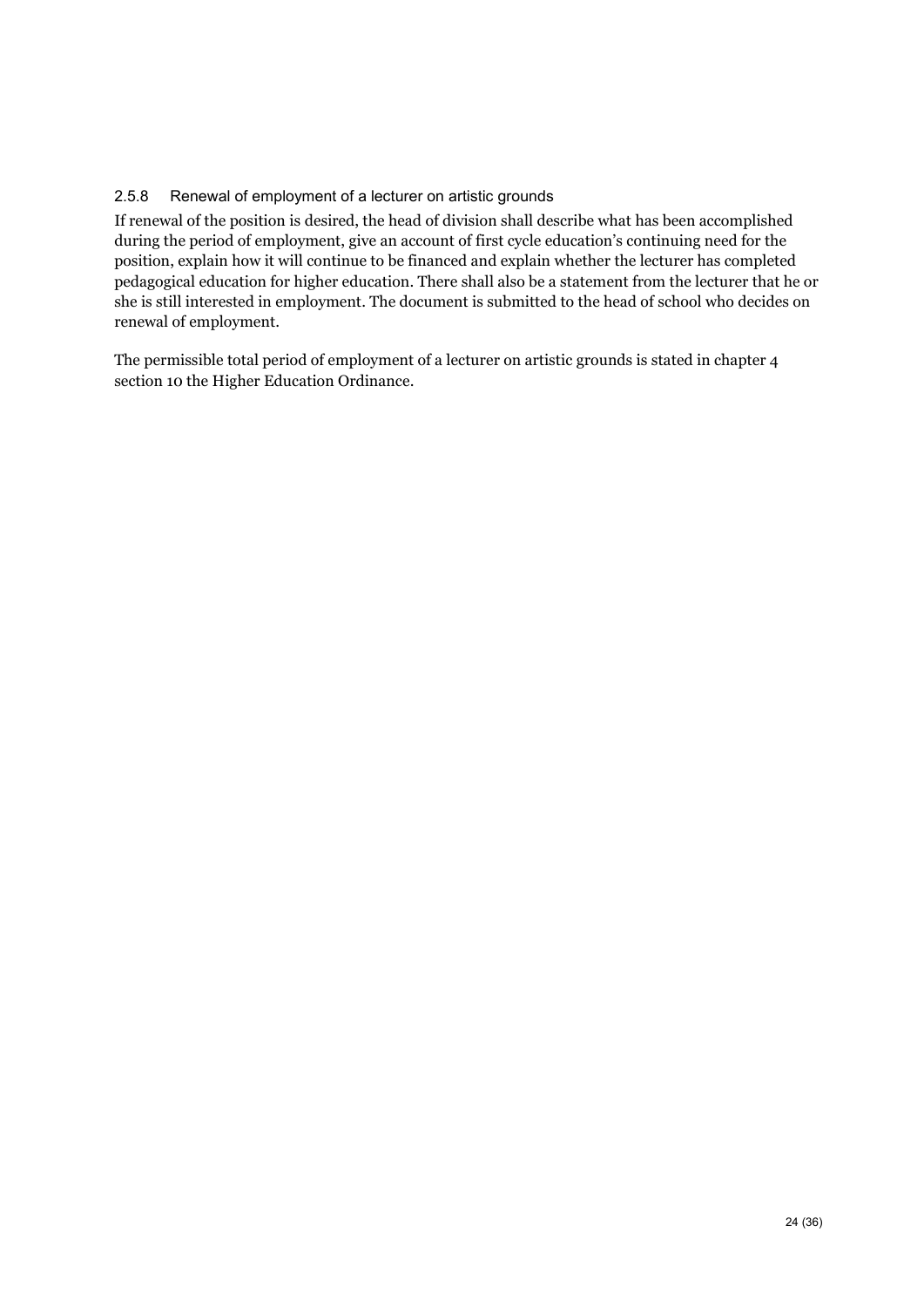### 2.5.8 Renewal of employment of a lecturer on artistic grounds

If renewal of the position is desired, the head of division shall describe what has been accomplished during the period of employment, give an account of first cycle education's continuing need for the position, explain how it will continue to be financed and explain whether the lecturer has completed pedagogical education for higher education. There shall also be a statement from the lecturer that he or she is still interested in employment. The document is submitted to the head of school who decides on renewal of employment.

The permissible total period of employment of a lecturer on artistic grounds is stated in chapter 4 section 10 the Higher Education Ordinance.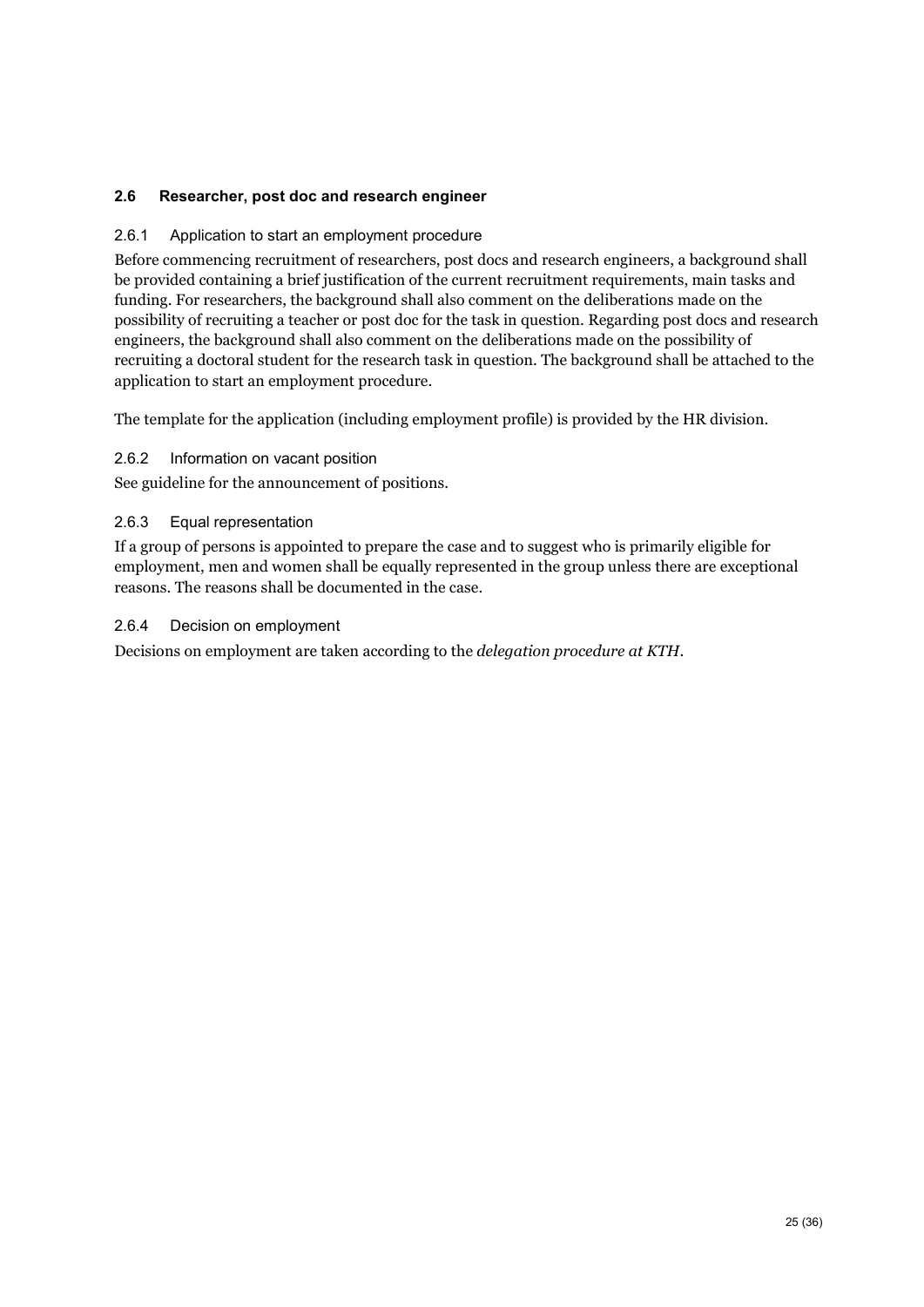## 2.6 Researcher, post doc and research engineer

### 2.6.1 Application to start an employment procedure

Before commencing recruitment of researchers, post docs and research engineers, a background shall be provided containing a brief justification of the current recruitment requirements, main tasks and funding. For researchers, the background shall also comment on the deliberations made on the possibility of recruiting a teacher or post doc for the task in question. Regarding post docs and research engineers, the background shall also comment on the deliberations made on the possibility of recruiting a doctoral student for the research task in question. The background shall be attached to the application to start an employment procedure.

The template for the application (including employment profile) is provided by the HR division.

### 2.6.2 Information on vacant position

See guideline for the announcement of positions.

### 2.6.3 Equal representation

If a group of persons is appointed to prepare the case and to suggest who is primarily eligible for employment, men and women shall be equally represented in the group unless there are exceptional reasons. The reasons shall be documented in the case.

### 2.6.4 Decision on employment

Decisions on employment are taken according to the *delegation procedure at KTH*.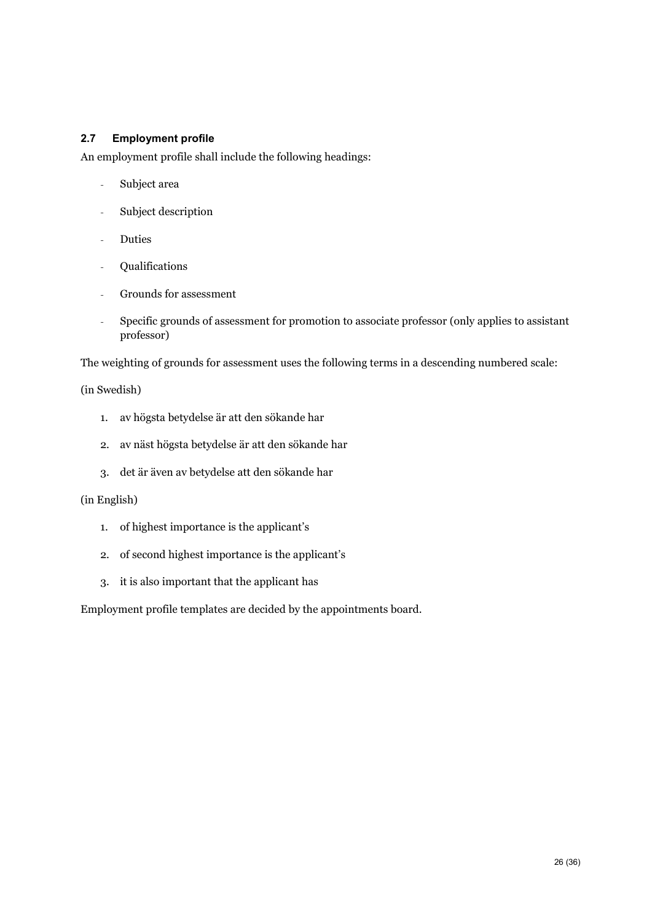### 2.7 Employment profile

An employment profile shall include the following headings:

- Subject area
- Subject description
- Duties
- Qualifications
- Grounds for assessment
- Specific grounds of assessment for promotion to associate professor (only applies to assistant professor)

The weighting of grounds for assessment uses the following terms in a descending numbered scale:

(in Swedish)

1. av högsta betydelse är att den sökande har
2. av näst högsta betydelse är att den sökande har
3. det är även av betydelse att den sökande har

(in English)

1. of highest importance is the applicant's
2. of second highest importance is the applicant's
3. it is also important that the applicant has

Employment profile templates are decided by the appointments board.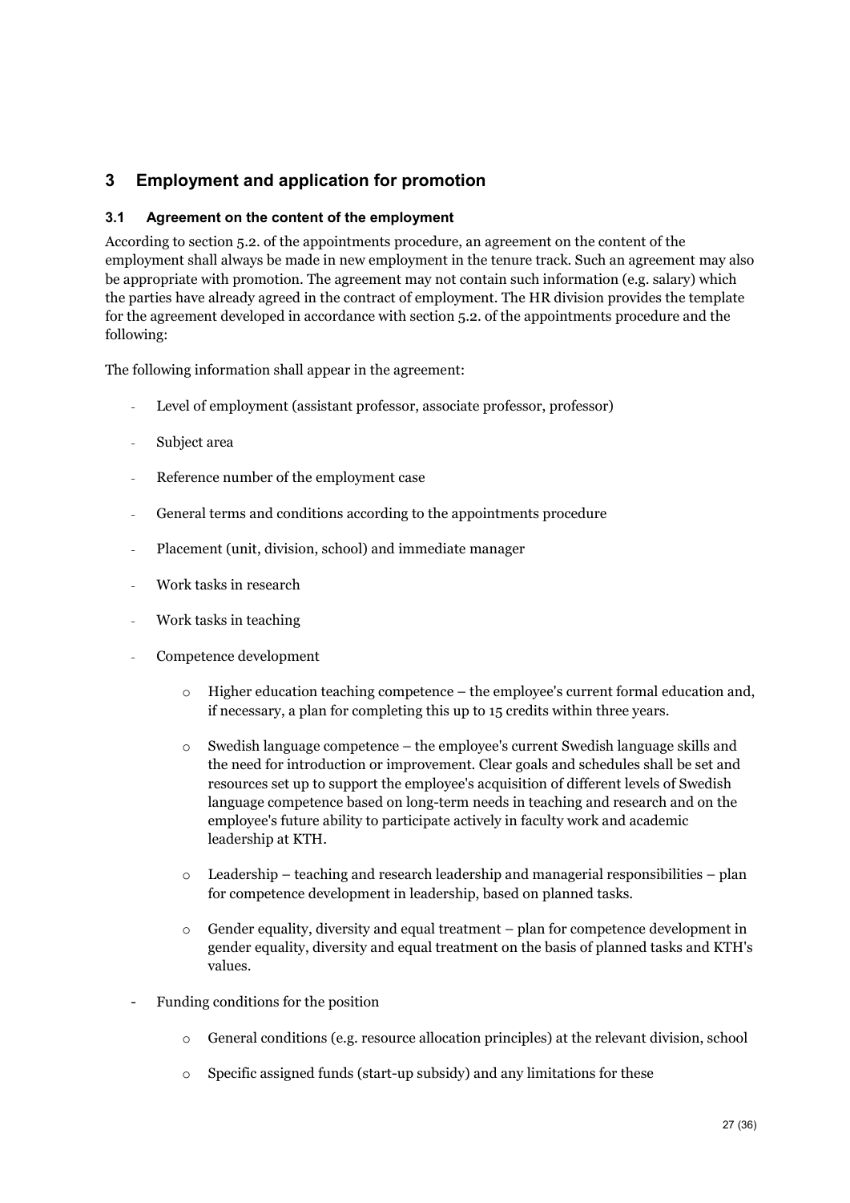## 3 Employment and application for promotion

### 3.1 Agreement on the content of the employment

According to section 5.2. of the appointments procedure, an agreement on the content of the employment shall always be made in new employment in the tenure track. Such an agreement may also be appropriate with promotion. The agreement may not contain such information (e.g. salary) which the parties have already agreed in the contract of employment. The HR division provides the template for the agreement developed in accordance with section 5.2. of the appointments procedure and the following:

The following information shall appear in the agreement:

- Level of employment (assistant professor, associate professor, professor)
- Subject area
- Reference number of the employment case
- General terms and conditions according to the appointments procedure
- Placement (unit, division, school) and immediate manager
- Work tasks in research
- Work tasks in teaching
- Competence development
    - Higher education teaching competence – the employee's current formal education and, if necessary, a plan for completing this up to 15 credits within three years.
    - Swedish language competence – the employee's current Swedish language skills and the need for introduction or improvement. Clear goals and schedules shall be set and resources set up to support the employee's acquisition of different levels of Swedish language competence based on long-term needs in teaching and research and on the employee's future ability to participate actively in faculty work and academic leadership at KTH.
    - Leadership – teaching and research leadership and managerial responsibilities – plan for competence development in leadership, based on planned tasks.
    - Gender equality, diversity and equal treatment – plan for competence development in gender equality, diversity and equal treatment on the basis of planned tasks and KTH's values.
- Funding conditions for the position
    - General conditions (e.g. resource allocation principles) at the relevant division, school
    - Specific assigned funds (start-up subsidy) and any limitations for these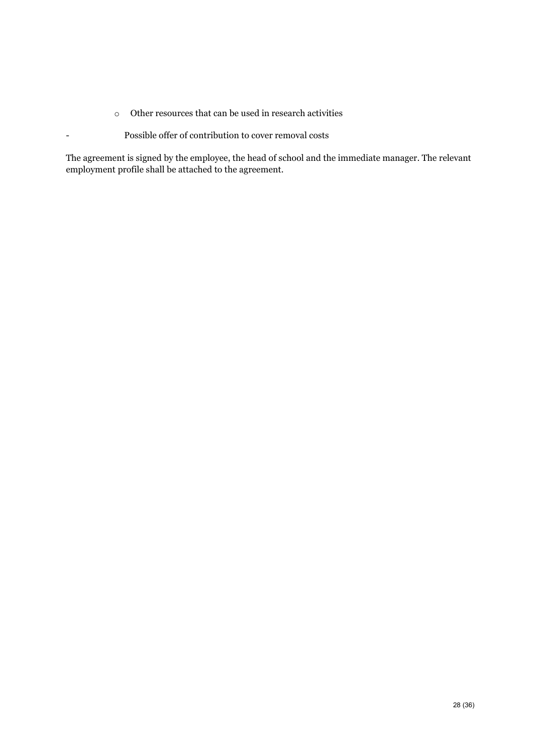- Other resources that can be used in research activities

- Possible offer of contribution to cover removal costs

The agreement is signed by the employee, the head of school and the immediate manager. The relevant employment profile shall be attached to the agreement.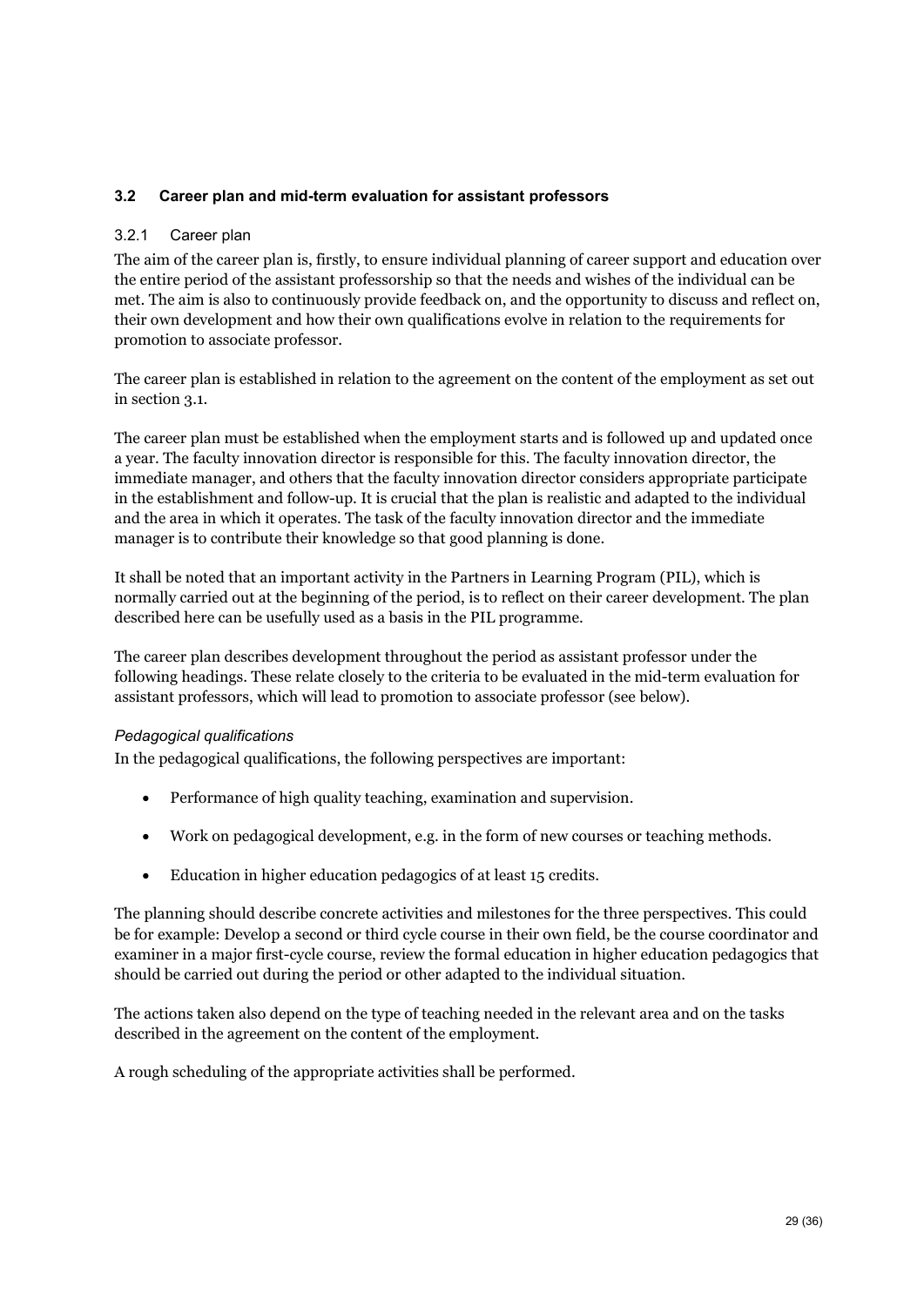### 3.2 Career plan and mid-term evaluation for assistant professors

#### 3.2.1 Career plan

The aim of the career plan is, firstly, to ensure individual planning of career support and education over the entire period of the assistant professorship so that the needs and wishes of the individual can be met. The aim is also to continuously provide feedback on, and the opportunity to discuss and reflect on, their own development and how their own qualifications evolve in relation to the requirements for promotion to associate professor.

The career plan is established in relation to the agreement on the content of the employment as set out in section 3.1.

The career plan must be established when the employment starts and is followed up and updated once a year. The faculty innovation director is responsible for this. The faculty innovation director, the immediate manager, and others that the faculty innovation director considers appropriate participate in the establishment and follow-up. It is crucial that the plan is realistic and adapted to the individual and the area in which it operates. The task of the faculty innovation director and the immediate manager is to contribute their knowledge so that good planning is done.

It shall be noted that an important activity in the Partners in Learning Program (PIL), which is normally carried out at the beginning of the period, is to reflect on their career development. The plan described here can be usefully used as a basis in the PIL programme.

The career plan describes development throughout the period as assistant professor under the following headings. These relate closely to the criteria to be evaluated in the mid-term evaluation for assistant professors, which will lead to promotion to associate professor (see below).

*Pedagogical qualifications*

In the pedagogical qualifications, the following perspectives are important:

- Performance of high quality teaching, examination and supervision.
- Work on pedagogical development, e.g. in the form of new courses or teaching methods.
- Education in higher education pedagogics of at least 15 credits.

The planning should describe concrete activities and milestones for the three perspectives. This could be for example: Develop a second or third cycle course in their own field, be the course coordinator and examiner in a major first-cycle course, review the formal education in higher education pedagogics that should be carried out during the period or other adapted to the individual situation.

The actions taken also depend on the type of teaching needed in the relevant area and on the tasks described in the agreement on the content of the employment.

A rough scheduling of the appropriate activities shall be performed.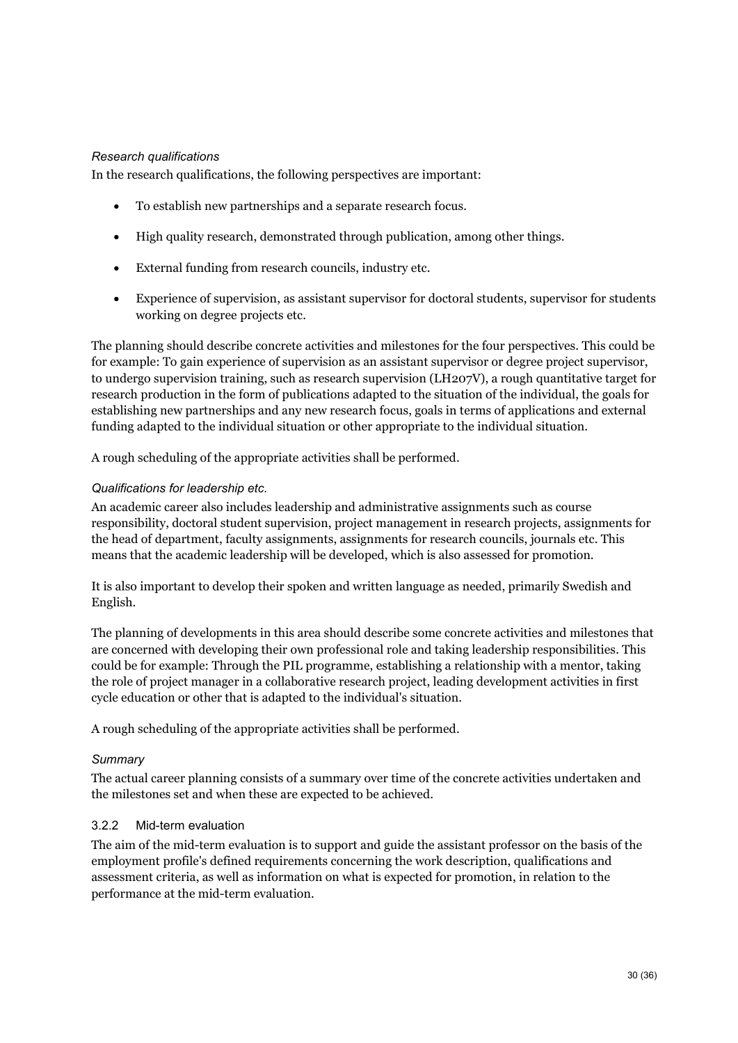*Research qualifications*

In the research qualifications, the following perspectives are important:

- To establish new partnerships and a separate research focus.
- High quality research, demonstrated through publication, among other things.
- External funding from research councils, industry etc.
- Experience of supervision, as assistant supervisor for doctoral students, supervisor for students working on degree projects etc.

The planning should describe concrete activities and milestones for the four perspectives. This could be for example: To gain experience of supervision as an assistant supervisor or degree project supervisor, to undergo supervision training, such as research supervision (LH207V), a rough quantitative target for research production in the form of publications adapted to the situation of the individual, the goals for establishing new partnerships and any new research focus, goals in terms of applications and external funding adapted to the individual situation or other appropriate to the individual situation.

A rough scheduling of the appropriate activities shall be performed.

*Qualifications for leadership etc.*

An academic career also includes leadership and administrative assignments such as course responsibility, doctoral student supervision, project management in research projects, assignments for the head of department, faculty assignments, assignments for research councils, journals etc. This means that the academic leadership will be developed, which is also assessed for promotion.

It is also important to develop their spoken and written language as needed, primarily Swedish and English.

The planning of developments in this area should describe some concrete activities and milestones that are concerned with developing their own professional role and taking leadership responsibilities. This could be for example: Through the PIL programme, establishing a relationship with a mentor, taking the role of project manager in a collaborative research project, leading development activities in first cycle education or other that is adapted to the individual's situation.

A rough scheduling of the appropriate activities shall be performed.

*Summary*

The actual career planning consists of a summary over time of the concrete activities undertaken and the milestones set and when these are expected to be achieved.

### 3.2.2 Mid-term evaluation

The aim of the mid-term evaluation is to support and guide the assistant professor on the basis of the employment profile's defined requirements concerning the work description, qualifications and assessment criteria, as well as information on what is expected for promotion, in relation to the performance at the mid-term evaluation.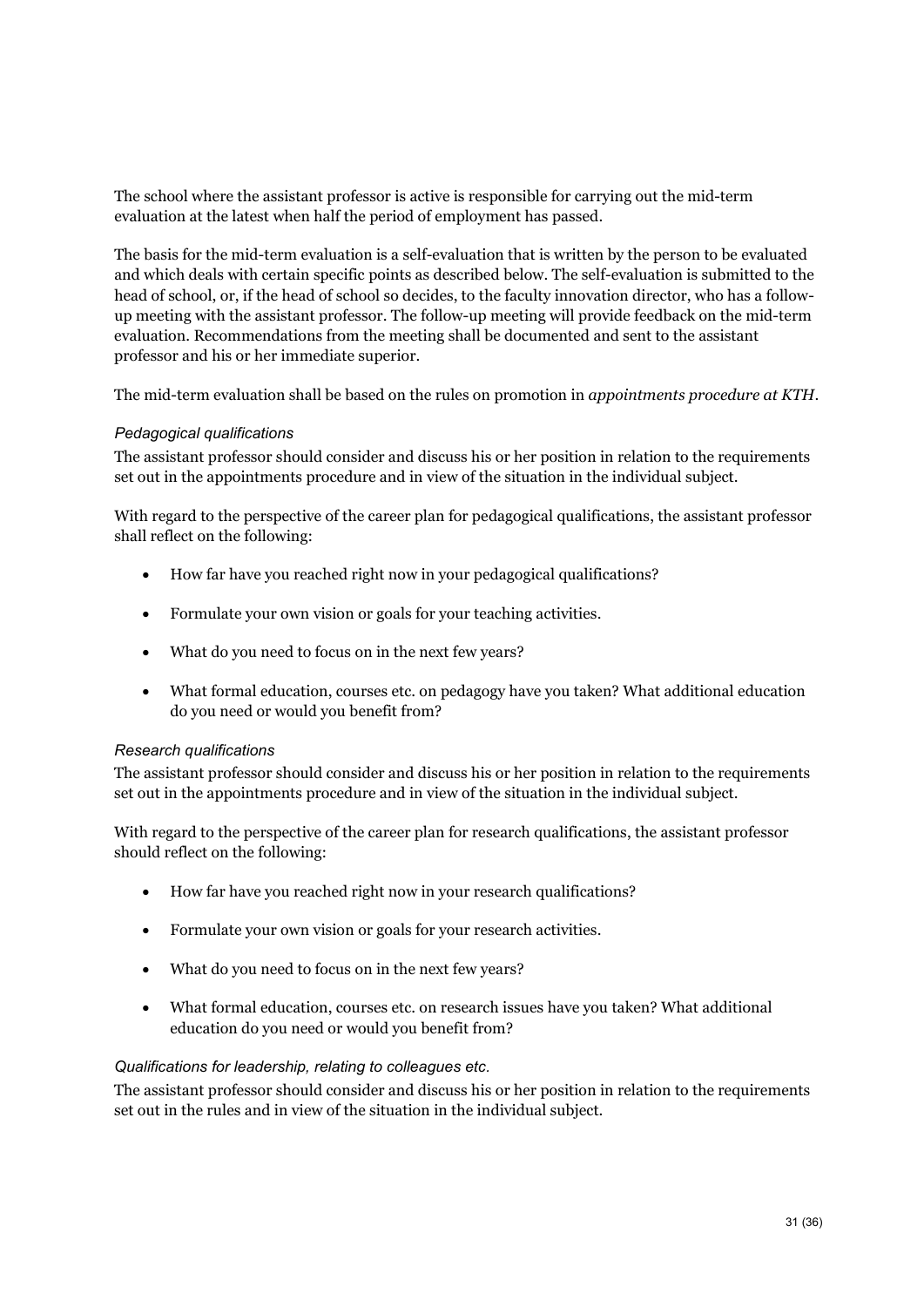The school where the assistant professor is active is responsible for carrying out the mid-term evaluation at the latest when half the period of employment has passed.

The basis for the mid-term evaluation is a self-evaluation that is written by the person to be evaluated and which deals with certain specific points as described below. The self-evaluation is submitted to the head of school, or, if the head of school so decides, to the faculty innovation director, who has a follow-up meeting with the assistant professor. The follow-up meeting will provide feedback on the mid-term evaluation. Recommendations from the meeting shall be documented and sent to the assistant professor and his or her immediate superior.

The mid-term evaluation shall be based on the rules on promotion in *appointments procedure at KTH*.

*Pedagogical qualifications*

The assistant professor should consider and discuss his or her position in relation to the requirements set out in the appointments procedure and in view of the situation in the individual subject.

With regard to the perspective of the career plan for pedagogical qualifications, the assistant professor shall reflect on the following:

- How far have you reached right now in your pedagogical qualifications?
- Formulate your own vision or goals for your teaching activities.
- What do you need to focus on in the next few years?
- What formal education, courses etc. on pedagogy have you taken? What additional education do you need or would you benefit from?

*Research qualifications*

The assistant professor should consider and discuss his or her position in relation to the requirements set out in the appointments procedure and in view of the situation in the individual subject.

With regard to the perspective of the career plan for research qualifications, the assistant professor should reflect on the following:

- How far have you reached right now in your research qualifications?
- Formulate your own vision or goals for your research activities.
- What do you need to focus on in the next few years?
- What formal education, courses etc. on research issues have you taken? What additional education do you need or would you benefit from?

*Qualifications for leadership, relating to colleagues etc.*

The assistant professor should consider and discuss his or her position in relation to the requirements set out in the rules and in view of the situation in the individual subject.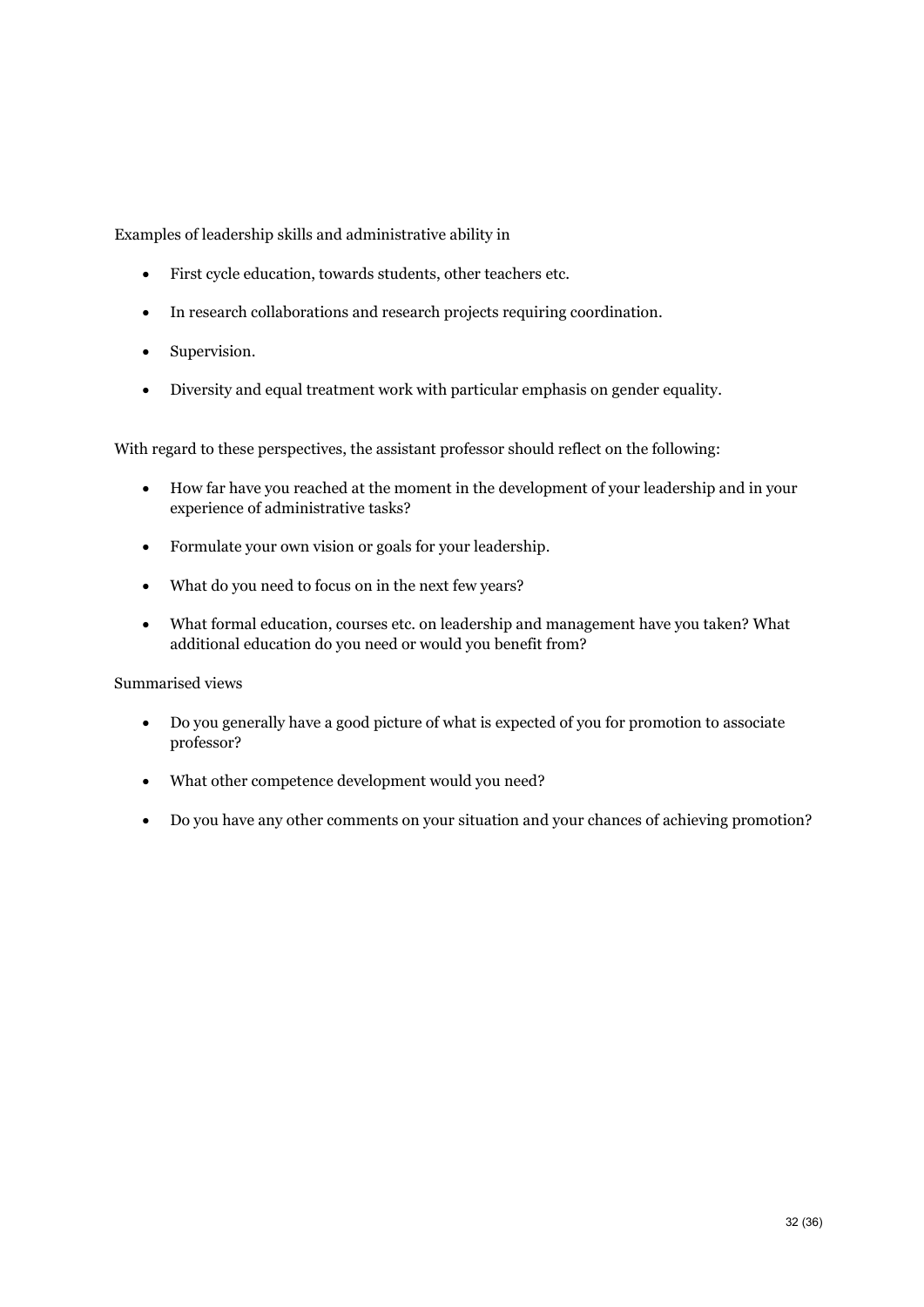Examples of leadership skills and administrative ability in

- First cycle education, towards students, other teachers etc.
- In research collaborations and research projects requiring coordination.
- Supervision.
- Diversity and equal treatment work with particular emphasis on gender equality.

With regard to these perspectives, the assistant professor should reflect on the following:

- How far have you reached at the moment in the development of your leadership and in your experience of administrative tasks?
- Formulate your own vision or goals for your leadership.
- What do you need to focus on in the next few years?
- What formal education, courses etc. on leadership and management have you taken? What additional education do you need or would you benefit from?

Summarised views

- Do you generally have a good picture of what is expected of you for promotion to associate professor?
- What other competence development would you need?
- Do you have any other comments on your situation and your chances of achieving promotion?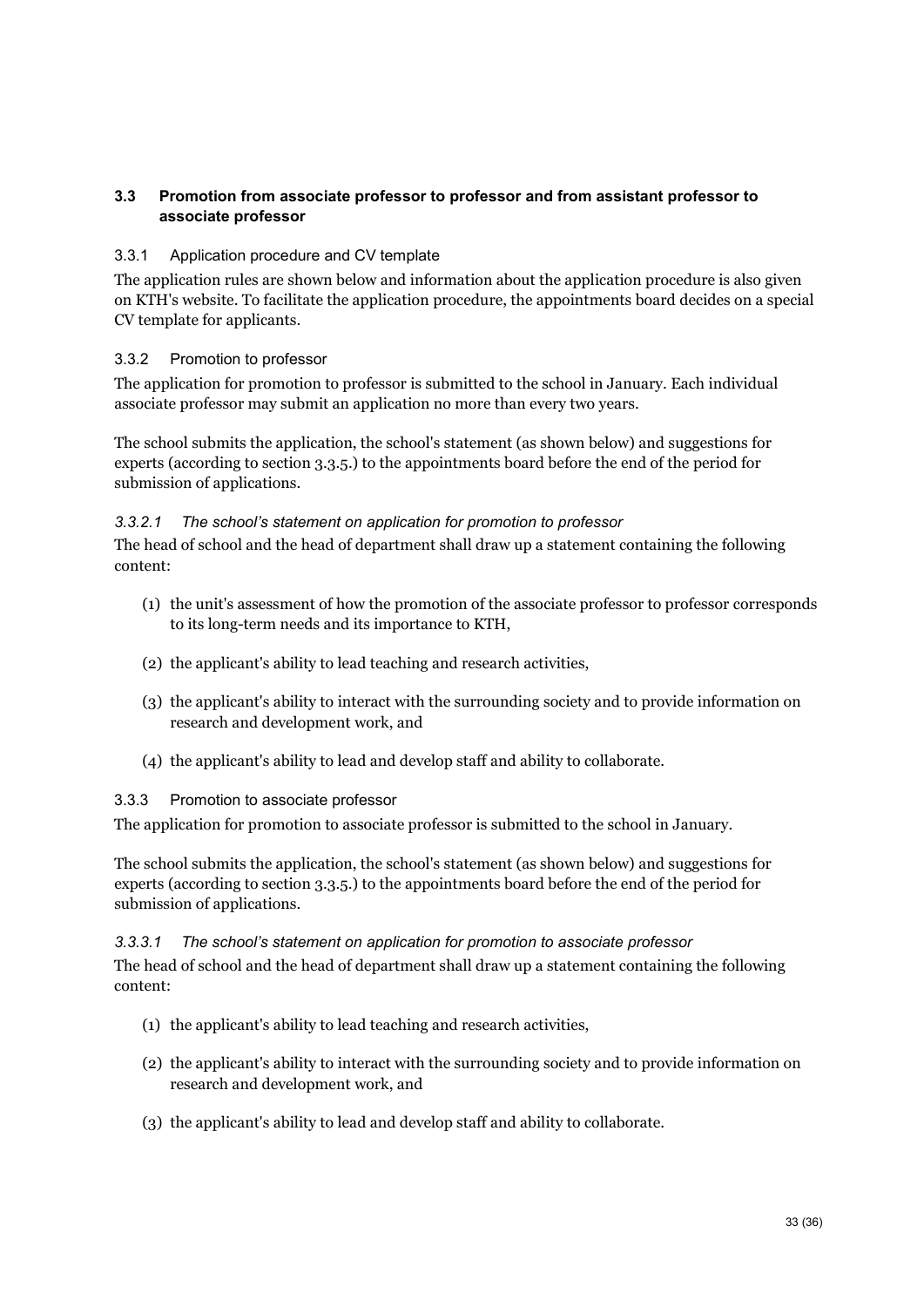### 3.3 Promotion from associate professor to professor and from assistant professor to associate professor

#### 3.3.1 Application procedure and CV template

The application rules are shown below and information about the application procedure is also given on KTH's website. To facilitate the application procedure, the appointments board decides on a special CV template for applicants.

#### 3.3.2 Promotion to professor

The application for promotion to professor is submitted to the school in January. Each individual associate professor may submit an application no more than every two years.

The school submits the application, the school's statement (as shown below) and suggestions for experts (according to section 3.3.5.) to the appointments board before the end of the period for submission of applications.

##### *3.3.2.1 The school's statement on application for promotion to professor*

The head of school and the head of department shall draw up a statement containing the following content:

(1) the unit's assessment of how the promotion of the associate professor to professor corresponds to its long-term needs and its importance to KTH,

(2) the applicant's ability to lead teaching and research activities,

(3) the applicant's ability to interact with the surrounding society and to provide information on research and development work, and

(4) the applicant's ability to lead and develop staff and ability to collaborate.

#### 3.3.3 Promotion to associate professor

The application for promotion to associate professor is submitted to the school in January.

The school submits the application, the school's statement (as shown below) and suggestions for experts (according to section 3.3.5.) to the appointments board before the end of the period for submission of applications.

##### *3.3.3.1 The school's statement on application for promotion to associate professor*

The head of school and the head of department shall draw up a statement containing the following content:

(1) the applicant's ability to lead teaching and research activities,

(2) the applicant's ability to interact with the surrounding society and to provide information on research and development work, and

(3) the applicant's ability to lead and develop staff and ability to collaborate.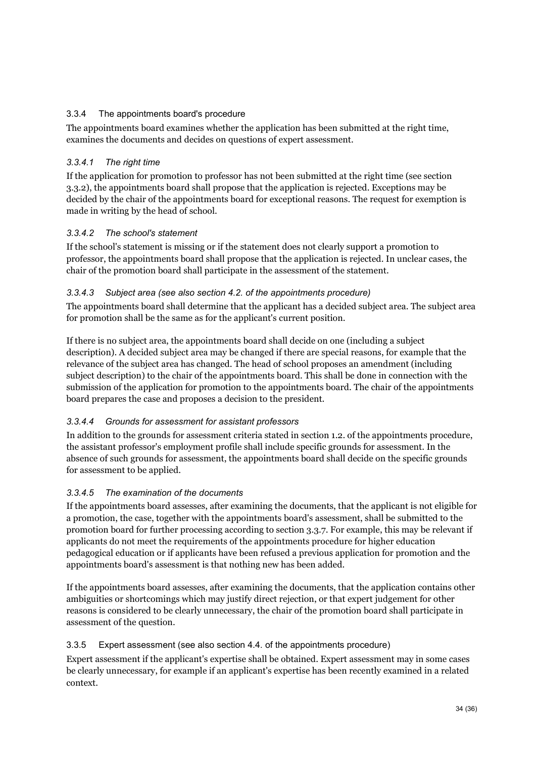### 3.3.4 The appointments board's procedure

The appointments board examines whether the application has been submitted at the right time, examines the documents and decides on questions of expert assessment.

#### *3.3.4.1 The right time*

If the application for promotion to professor has not been submitted at the right time (see section 3.3.2), the appointments board shall propose that the application is rejected. Exceptions may be decided by the chair of the appointments board for exceptional reasons. The request for exemption is made in writing by the head of school.

#### *3.3.4.2 The school's statement*

If the school's statement is missing or if the statement does not clearly support a promotion to professor, the appointments board shall propose that the application is rejected. In unclear cases, the chair of the promotion board shall participate in the assessment of the statement.

#### *3.3.4.3 Subject area (see also section 4.2. of the appointments procedure)*

The appointments board shall determine that the applicant has a decided subject area. The subject area for promotion shall be the same as for the applicant's current position.

If there is no subject area, the appointments board shall decide on one (including a subject description). A decided subject area may be changed if there are special reasons, for example that the relevance of the subject area has changed. The head of school proposes an amendment (including subject description) to the chair of the appointments board. This shall be done in connection with the submission of the application for promotion to the appointments board. The chair of the appointments board prepares the case and proposes a decision to the president.

#### *3.3.4.4 Grounds for assessment for assistant professors*

In addition to the grounds for assessment criteria stated in section 1.2. of the appointments procedure, the assistant professor's employment profile shall include specific grounds for assessment. In the absence of such grounds for assessment, the appointments board shall decide on the specific grounds for assessment to be applied.

#### *3.3.4.5 The examination of the documents*

If the appointments board assesses, after examining the documents, that the applicant is not eligible for a promotion, the case, together with the appointments board's assessment, shall be submitted to the promotion board for further processing according to section 3.3.7. For example, this may be relevant if applicants do not meet the requirements of the appointments procedure for higher education pedagogical education or if applicants have been refused a previous application for promotion and the appointments board's assessment is that nothing new has been added.

If the appointments board assesses, after examining the documents, that the application contains other ambiguities or shortcomings which may justify direct rejection, or that expert judgement for other reasons is considered to be clearly unnecessary, the chair of the promotion board shall participate in assessment of the question.

### 3.3.5 Expert assessment (see also section 4.4. of the appointments procedure)

Expert assessment if the applicant's expertise shall be obtained. Expert assessment may in some cases be clearly unnecessary, for example if an applicant's expertise has been recently examined in a related context.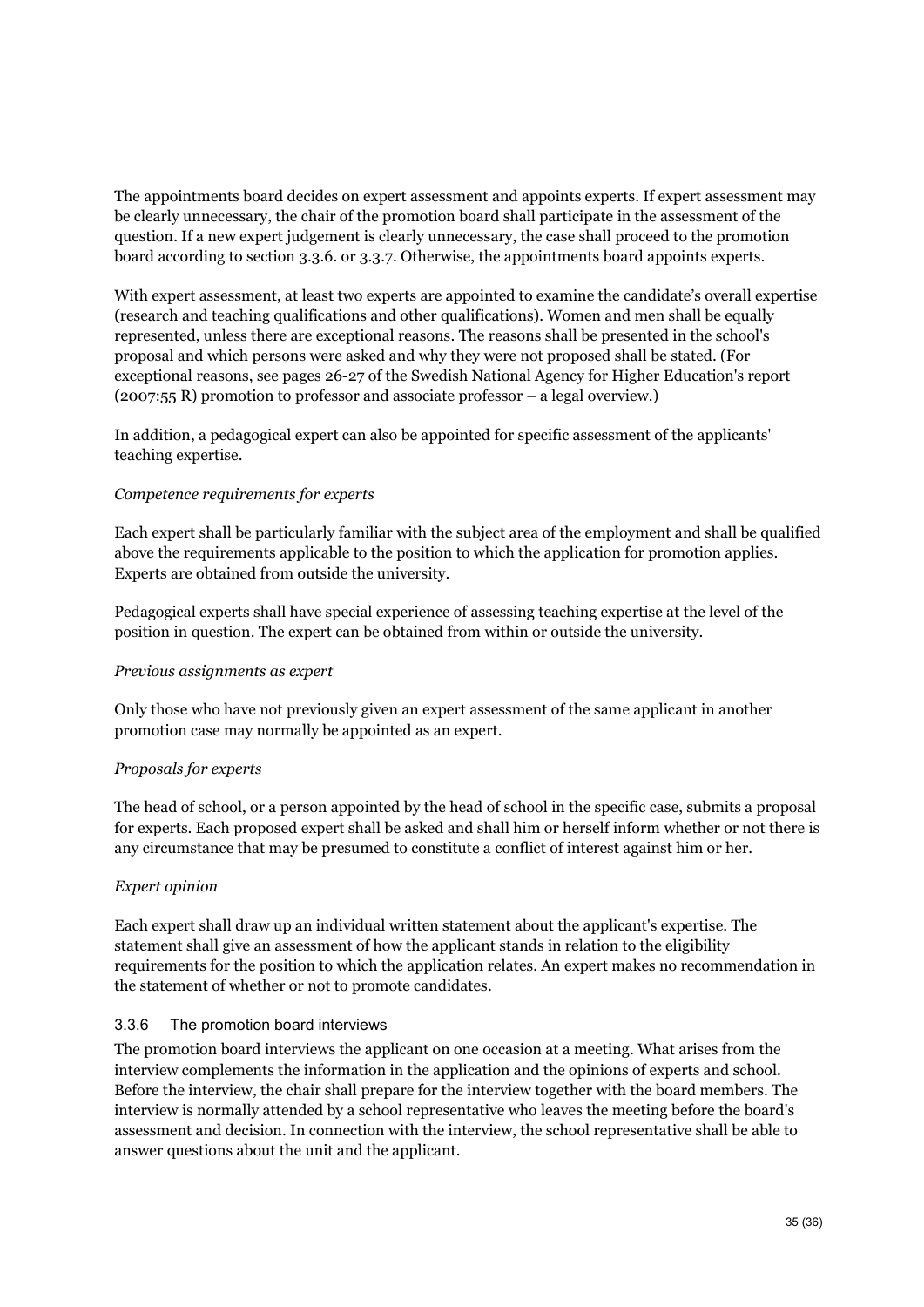The appointments board decides on expert assessment and appoints experts. If expert assessment may be clearly unnecessary, the chair of the promotion board shall participate in the assessment of the question. If a new expert judgement is clearly unnecessary, the case shall proceed to the promotion board according to section 3.3.6. or 3.3.7. Otherwise, the appointments board appoints experts.

With expert assessment, at least two experts are appointed to examine the candidate's overall expertise (research and teaching qualifications and other qualifications). Women and men shall be equally represented, unless there are exceptional reasons. The reasons shall be presented in the school's proposal and which persons were asked and why they were not proposed shall be stated. (For exceptional reasons, see pages 26-27 of the Swedish National Agency for Higher Education's report (2007:55 R) promotion to professor and associate professor – a legal overview.)

In addition, a pedagogical expert can also be appointed for specific assessment of the applicants' teaching expertise.

*Competence requirements for experts*

Each expert shall be particularly familiar with the subject area of the employment and shall be qualified above the requirements applicable to the position to which the application for promotion applies. Experts are obtained from outside the university.

Pedagogical experts shall have special experience of assessing teaching expertise at the level of the position in question. The expert can be obtained from within or outside the university.

*Previous assignments as expert*

Only those who have not previously given an expert assessment of the same applicant in another promotion case may normally be appointed as an expert.

*Proposals for experts*

The head of school, or a person appointed by the head of school in the specific case, submits a proposal for experts. Each proposed expert shall be asked and shall him or herself inform whether or not there is any circumstance that may be presumed to constitute a conflict of interest against him or her.

*Expert opinion*

Each expert shall draw up an individual written statement about the applicant's expertise. The statement shall give an assessment of how the applicant stands in relation to the eligibility requirements for the position to which the application relates. An expert makes no recommendation in the statement of whether or not to promote candidates.

### 3.3.6 The promotion board interviews

The promotion board interviews the applicant on one occasion at a meeting. What arises from the interview complements the information in the application and the opinions of experts and school. Before the interview, the chair shall prepare for the interview together with the board members. The interview is normally attended by a school representative who leaves the meeting before the board's assessment and decision. In connection with the interview, the school representative shall be able to answer questions about the unit and the applicant.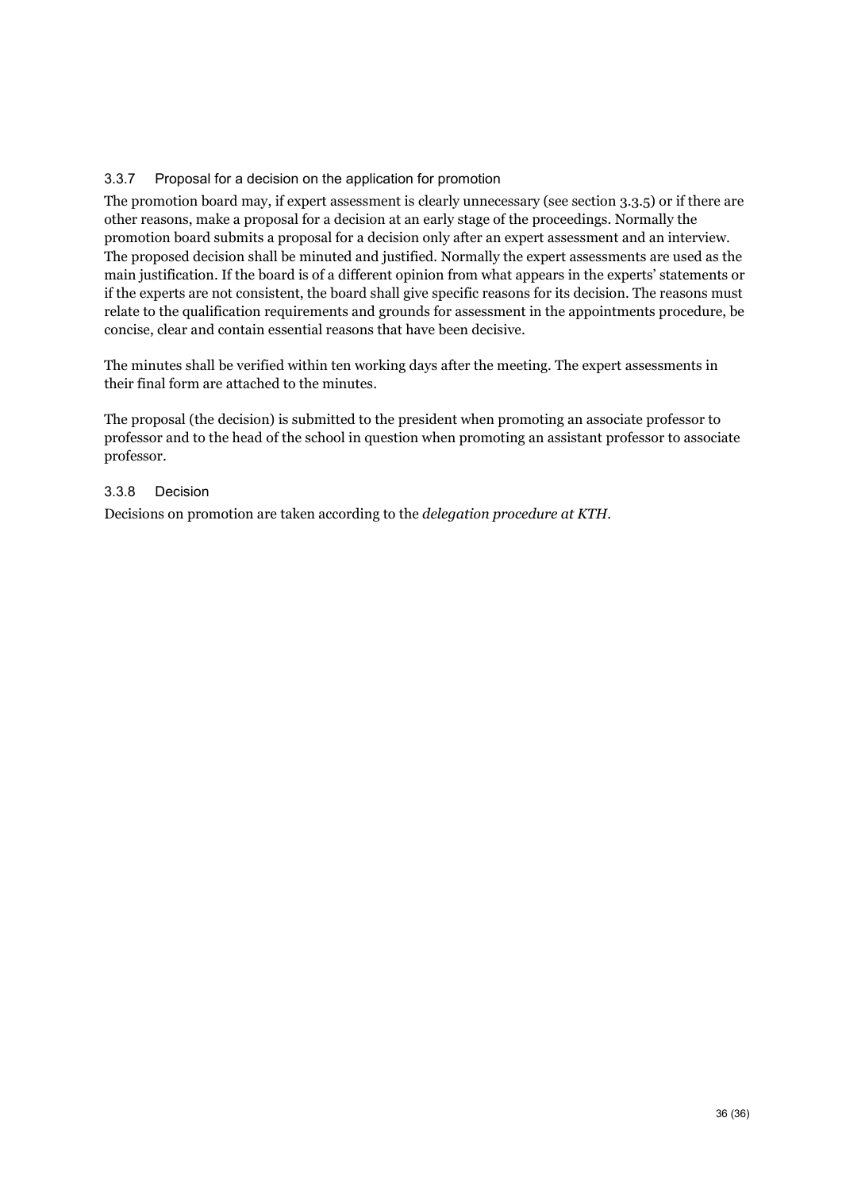### 3.3.7 Proposal for a decision on the application for promotion

The promotion board may, if expert assessment is clearly unnecessary (see section 3.3.5) or if there are other reasons, make a proposal for a decision at an early stage of the proceedings. Normally the promotion board submits a proposal for a decision only after an expert assessment and an interview. The proposed decision shall be minuted and justified. Normally the expert assessments are used as the main justification. If the board is of a different opinion from what appears in the experts' statements or if the experts are not consistent, the board shall give specific reasons for its decision. The reasons must relate to the qualification requirements and grounds for assessment in the appointments procedure, be concise, clear and contain essential reasons that have been decisive.

The minutes shall be verified within ten working days after the meeting. The expert assessments in their final form are attached to the minutes.

The proposal (the decision) is submitted to the president when promoting an associate professor to professor and to the head of the school in question when promoting an assistant professor to associate professor.

### 3.3.8 Decision

Decisions on promotion are taken according to the *delegation procedure at KTH*.